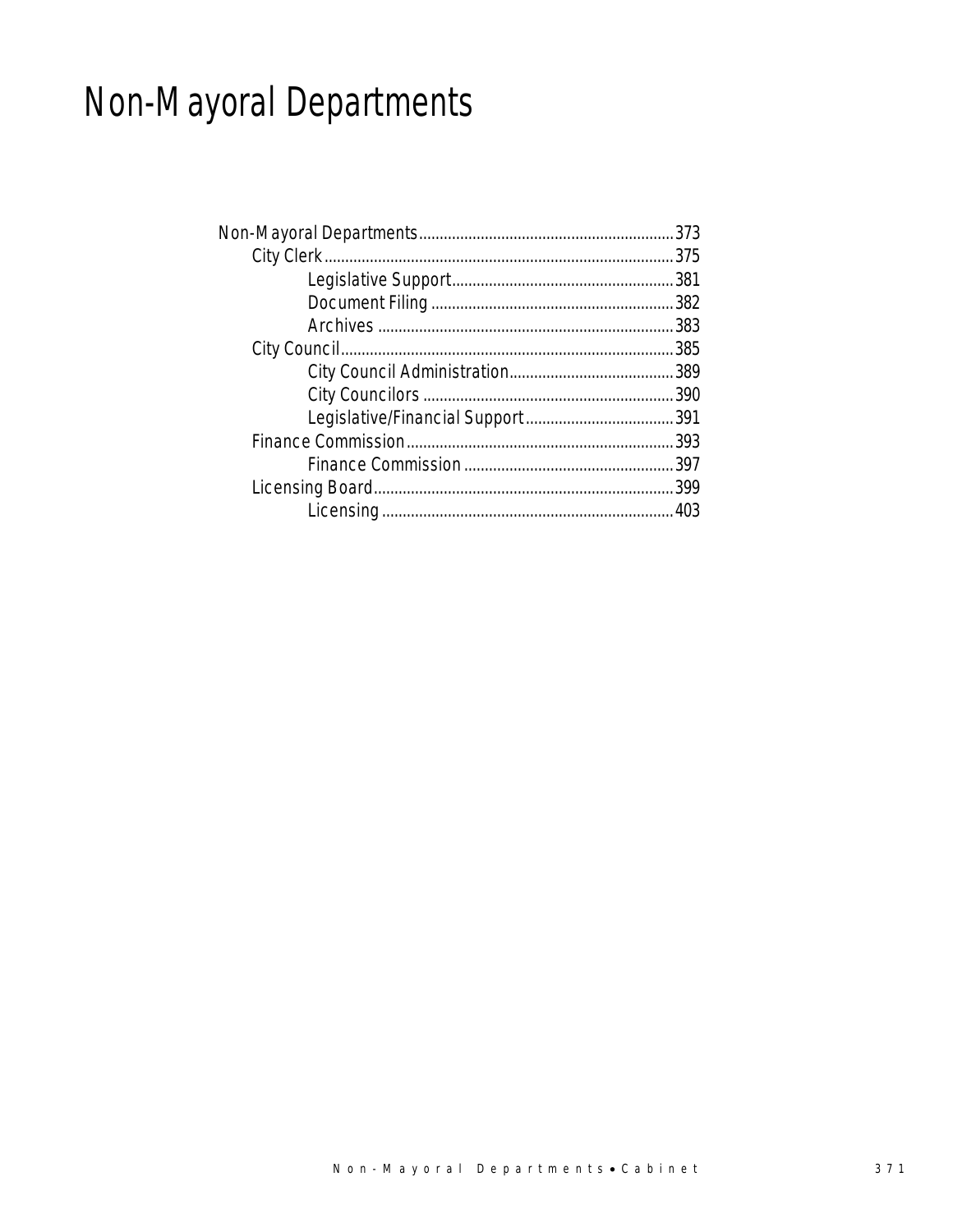# Non-Mayoral Departments

- Non-Mayoral Departments....373
  - City Clerk....375
    - Legislative Support....381
    - Document Filing....382
    - Archives....383
  - City Council....385
    - City Council Administration....389
    - City Councilors....390
    - Legislative/Financial Support....391
  - Finance Commission....393
    - Finance Commission....397
  - Licensing Board....399
    - Licensing....403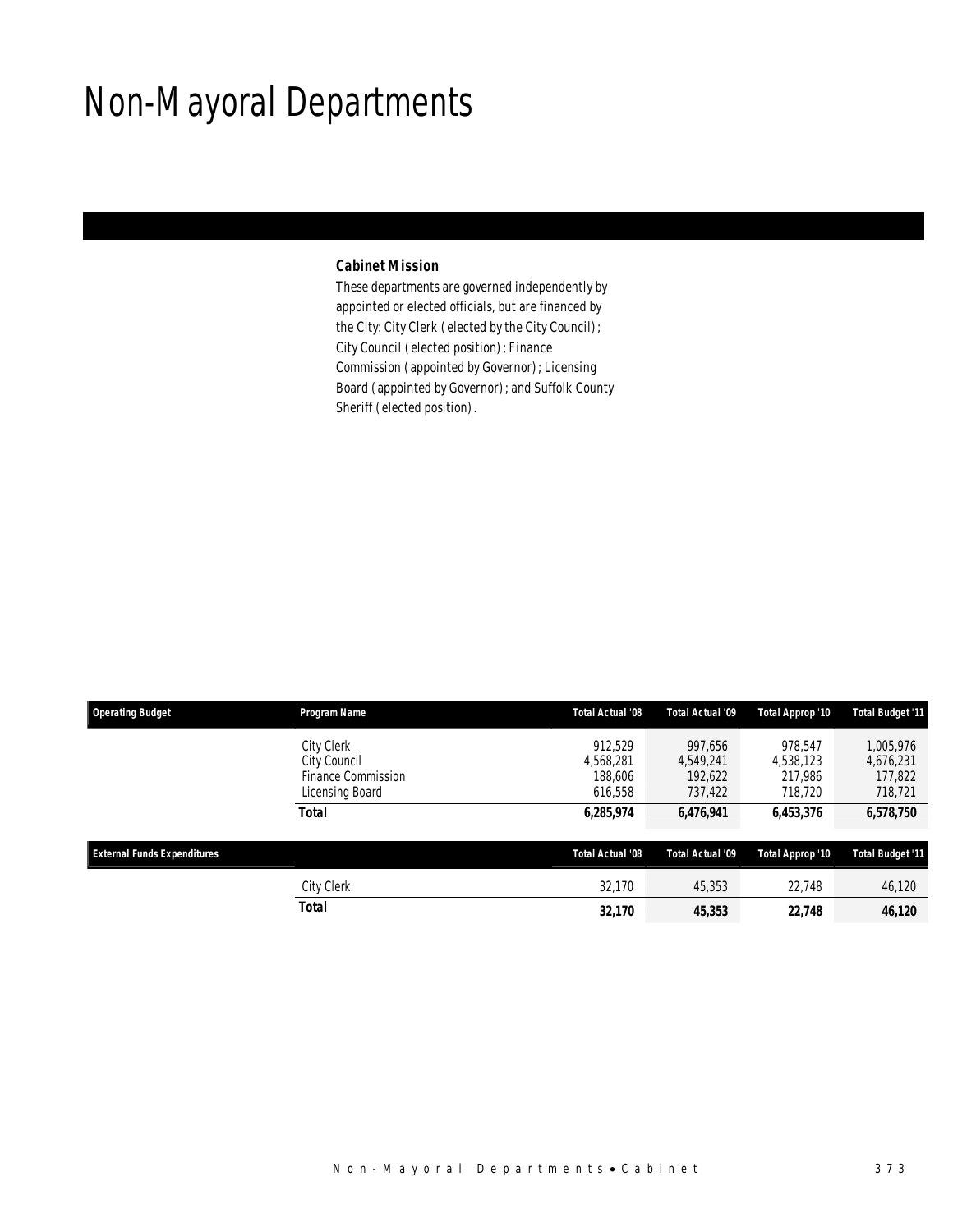# Non-Mayoral Departments

**Cabinet Mission**

These departments are governed independently by appointed or elected officials, but are financed by the City: City Clerk (elected by the City Council); City Council (elected position); Finance Commission (appointed by Governor); Licensing Board (appointed by Governor); and Suffolk County Sheriff (elected position).

| Operating Budget | Program Name | Total Actual '08 | Total Actual '09 | Total Approp '10 | Total Budget '11 |
|---|---|---|---|---|---|
| | City Clerk | 912,529 | 997,656 | 978,547 | 1,005,976 |
| | City Council | 4,568,281 | 4,549,241 | 4,538,123 | 4,676,231 |
| | Finance Commission | 188,606 | 192,622 | 217,986 | 177,822 |
| | Licensing Board | 616,558 | 737,422 | 718,720 | 718,721 |
| | **Total** | **6,285,974** | **6,476,941** | **6,453,376** | **6,578,750** |

| External Funds Expenditures | | Total Actual '08 | Total Actual '09 | Total Approp '10 | Total Budget '11 |
|---|---|---|---|---|---|
| | City Clerk | 32,170 | 45,353 | 22,748 | 46,120 |
| | **Total** | **32,170** | **45,353** | **22,748** | **46,120** |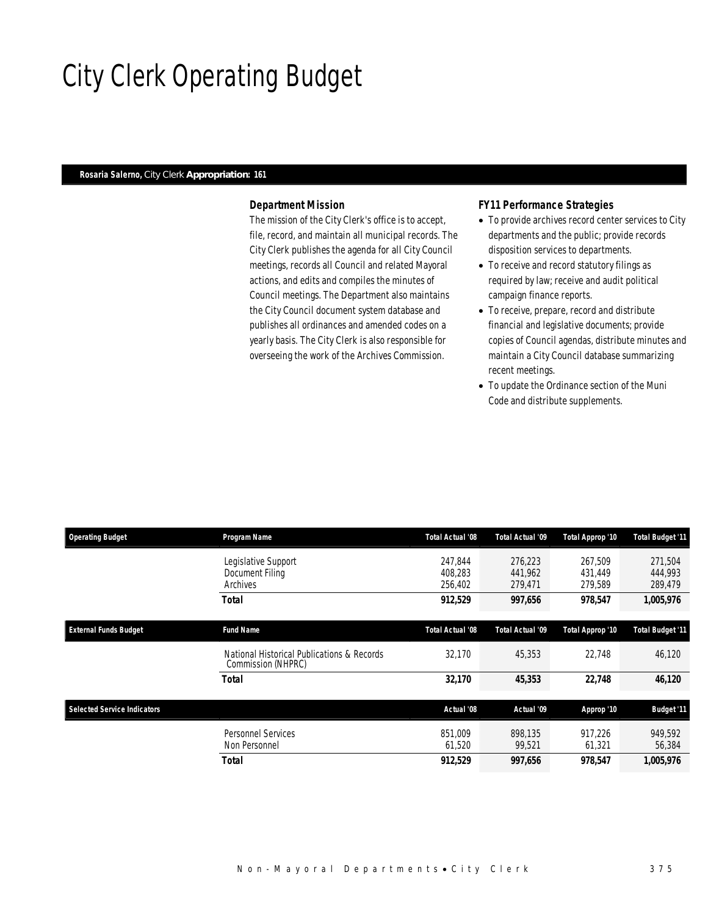# City Clerk Operating Budget

**Rosaria Salerno,** City Clerk **Appropriation: 161**

### *Department Mission*

The mission of the City Clerk's office is to accept, file, record, and maintain all municipal records. The City Clerk publishes the agenda for all City Council meetings, records all Council and related Mayoral actions, and edits and compiles the minutes of Council meetings. The Department also maintains the City Council document system database and publishes all ordinances and amended codes on a yearly basis. The City Clerk is also responsible for overseeing the work of the Archives Commission.

### *FY11 Performance Strategies*

- To provide archives record center services to City departments and the public; provide records disposition services to departments.
- To receive and record statutory filings as required by law; receive and audit political campaign finance reports.
- To receive, prepare, record and distribute financial and legislative documents; provide copies of Council agendas, distribute minutes and maintain a City Council database summarizing recent meetings.
- To update the Ordinance section of the Muni Code and distribute supplements.

| Operating Budget | Program Name | Total Actual '08 | Total Actual '09 | Total Approp '10 | Total Budget '11 |
|---|---|---|---|---|---|
| | Legislative Support | 247,844 | 276,223 | 267,509 | 271,504 |
| | Document Filing | 408,283 | 441,962 | 431,449 | 444,993 |
| | Archives | 256,402 | 279,471 | 279,589 | 289,479 |
| | **Total** | **912,529** | **997,656** | **978,547** | **1,005,976** |

| External Funds Budget | Fund Name | Total Actual '08 | Total Actual '09 | Total Approp '10 | Total Budget '11 |
|---|---|---|---|---|---|
| | National Historical Publications & Records Commission (NHPRC) | 32,170 | 45,353 | 22,748 | 46,120 |
| | **Total** | **32,170** | **45,353** | **22,748** | **46,120** |

| Selected Service Indicators | | Actual '08 | Actual '09 | Approp '10 | Budget '11 |
|---|---|---|---|---|---|
| | Personnel Services | 851,009 | 898,135 | 917,226 | 949,592 |
| | Non Personnel | 61,520 | 99,521 | 61,321 | 56,384 |
| | **Total** | **912,529** | **997,656** | **978,547** | **1,005,976** |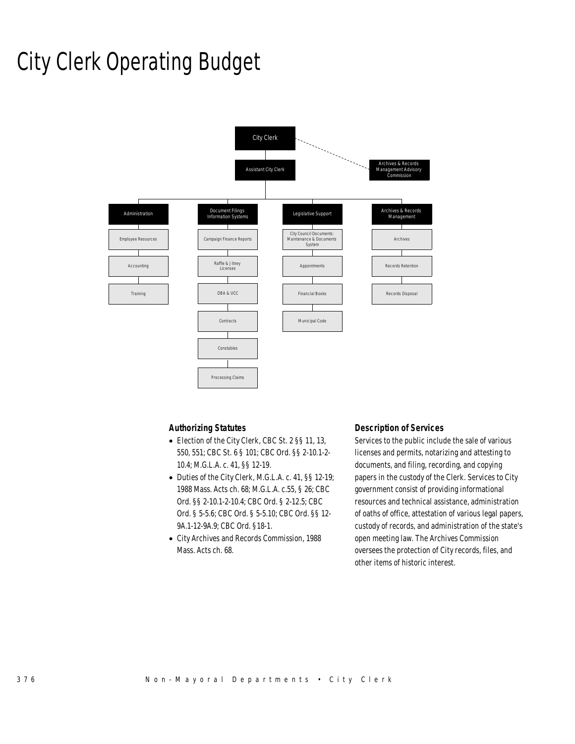# City Clerk Operating Budget

City Clerk

Assistant City Clerk

Archives & Records Management Advisory Commission

- Administration
  - Employee Resources
  - Accounting
  - Training
- Document Filings Information Systems
  - Campaign Finance Reports
  - Raffle & Jitney Licenses
  - DBA & UCC
  - Contracts
  - Constables
  - Processing Claims
- Legislative Support
  - City Council Documents: Maintenance & Documents System
  - Appointments
  - Financial Books
  - Municipal Code
- Archives & Records Management
  - Archives
  - Records Retention
  - Records Disposal

### Authorizing Statutes

- Election of the City Clerk, CBC St. 2 §§ 11, 13, 550, 551; CBC St. 6 § 101; CBC Ord. §§ 2-10.1-2-10.4; M.G.L.A. c. 41, §§ 12-19.
- Duties of the City Clerk, M.G.L.A. c. 41, §§ 12-19; 1988 Mass. Acts ch. 68; M.G.L.A. c.55, § 26; CBC Ord. §§ 2-10.1-2-10.4; CBC Ord. § 2-12.5; CBC Ord. § 5-5.6; CBC Ord. § 5-5.10; CBC Ord. §§ 12-9A.1-12-9A.9; CBC Ord. §18-1.
- City Archives and Records Commission, 1988 Mass. Acts ch. 68.

### Description of Services

Services to the public include the sale of various licenses and permits, notarizing and attesting to documents, and filing, recording, and copying papers in the custody of the Clerk. Services to City government consist of providing informational resources and technical assistance, administration of oaths of office, attestation of various legal papers, custody of records, and administration of the state's open meeting law. The Archives Commission oversees the protection of City records, files, and other items of historic interest.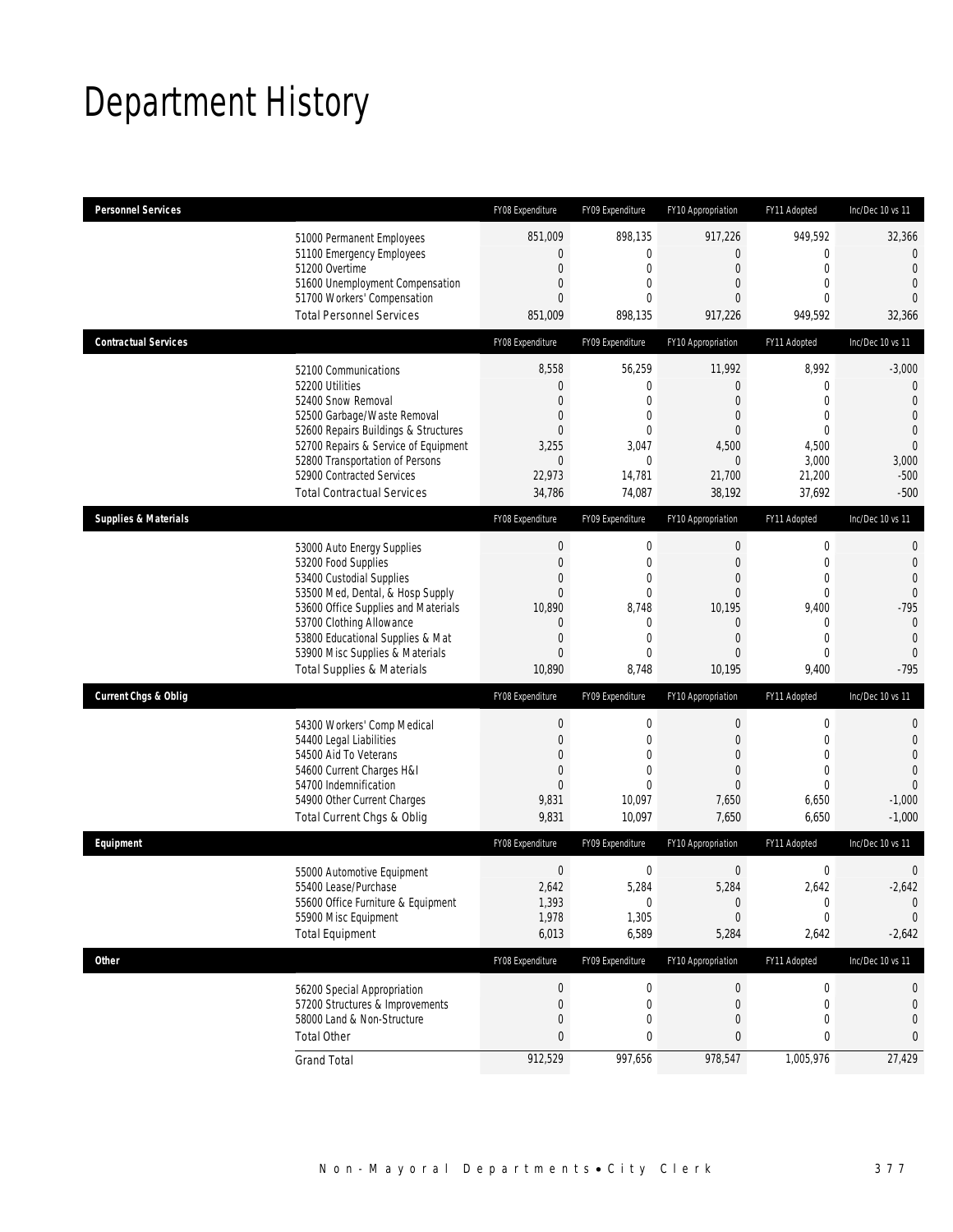# Department History

| Personnel Services | | FY08 Expenditure | FY09 Expenditure | FY10 Appropriation | FY11 Adopted | Inc/Dec 10 vs 11 |
|---|---|---|---|---|---|---|
| | 51000 Permanent Employees | 851,009 | 898,135 | 917,226 | 949,592 | 32,366 |
| | 51100 Emergency Employees | 0 | 0 | 0 | 0 | 0 |
| | 51200 Overtime | 0 | 0 | 0 | 0 | 0 |
| | 51600 Unemployment Compensation | 0 | 0 | 0 | 0 | 0 |
| | 51700 Workers' Compensation | 0 | 0 | 0 | 0 | 0 |
| | Total Personnel Services | 851,009 | 898,135 | 917,226 | 949,592 | 32,366 |

| Contractual Services | | FY08 Expenditure | FY09 Expenditure | FY10 Appropriation | FY11 Adopted | Inc/Dec 10 vs 11 |
|---|---|---|---|---|---|---|
| | 52100 Communications | 8,558 | 56,259 | 11,992 | 8,992 | -3,000 |
| | 52200 Utilities | 0 | 0 | 0 | 0 | 0 |
| | 52400 Snow Removal | 0 | 0 | 0 | 0 | 0 |
| | 52500 Garbage/Waste Removal | 0 | 0 | 0 | 0 | 0 |
| | 52600 Repairs Buildings & Structures | 0 | 0 | 0 | 0 | 0 |
| | 52700 Repairs & Service of Equipment | 3,255 | 3,047 | 4,500 | 4,500 | 0 |
| | 52800 Transportation of Persons | 0 | 0 | 0 | 3,000 | 3,000 |
| | 52900 Contracted Services | 22,973 | 14,781 | 21,700 | 21,200 | -500 |
| | Total Contractual Services | 34,786 | 74,087 | 38,192 | 37,692 | -500 |

| Supplies & Materials | | FY08 Expenditure | FY09 Expenditure | FY10 Appropriation | FY11 Adopted | Inc/Dec 10 vs 11 |
|---|---|---|---|---|---|---|
| | 53000 Auto Energy Supplies | 0 | 0 | 0 | 0 | 0 |
| | 53200 Food Supplies | 0 | 0 | 0 | 0 | 0 |
| | 53400 Custodial Supplies | 0 | 0 | 0 | 0 | 0 |
| | 53500 Med, Dental, & Hosp Supply | 0 | 0 | 0 | 0 | 0 |
| | 53600 Office Supplies and Materials | 10,890 | 8,748 | 10,195 | 9,400 | -795 |
| | 53700 Clothing Allowance | 0 | 0 | 0 | 0 | 0 |
| | 53800 Educational Supplies & Mat | 0 | 0 | 0 | 0 | 0 |
| | 53900 Misc Supplies & Materials | 0 | 0 | 0 | 0 | 0 |
| | Total Supplies & Materials | 10,890 | 8,748 | 10,195 | 9,400 | -795 |

| Current Chgs & Oblig | | FY08 Expenditure | FY09 Expenditure | FY10 Appropriation | FY11 Adopted | Inc/Dec 10 vs 11 |
|---|---|---|---|---|---|---|
| | 54300 Workers' Comp Medical | 0 | 0 | 0 | 0 | 0 |
| | 54400 Legal Liabilities | 0 | 0 | 0 | 0 | 0 |
| | 54500 Aid To Veterans | 0 | 0 | 0 | 0 | 0 |
| | 54600 Current Charges H&I | 0 | 0 | 0 | 0 | 0 |
| | 54700 Indemnification | 0 | 0 | 0 | 0 | 0 |
| | 54900 Other Current Charges | 9,831 | 10,097 | 7,650 | 6,650 | -1,000 |
| | Total Current Chgs & Oblig | 9,831 | 10,097 | 7,650 | 6,650 | -1,000 |

| Equipment | | FY08 Expenditure | FY09 Expenditure | FY10 Appropriation | FY11 Adopted | Inc/Dec 10 vs 11 |
|---|---|---|---|---|---|---|
| | 55000 Automotive Equipment | 0 | 0 | 0 | 0 | 0 |
| | 55400 Lease/Purchase | 2,642 | 5,284 | 5,284 | 2,642 | -2,642 |
| | 55600 Office Furniture & Equipment | 1,393 | 0 | 0 | 0 | 0 |
| | 55900 Misc Equipment | 1,978 | 1,305 | 0 | 0 | 0 |
| | Total Equipment | 6,013 | 6,589 | 5,284 | 2,642 | -2,642 |

| Other | | FY08 Expenditure | FY09 Expenditure | FY10 Appropriation | FY11 Adopted | Inc/Dec 10 vs 11 |
|---|---|---|---|---|---|---|
| | 56200 Special Appropriation | 0 | 0 | 0 | 0 | 0 |
| | 57200 Structures & Improvements | 0 | 0 | 0 | 0 | 0 |
| | 58000 Land & Non-Structure | 0 | 0 | 0 | 0 | 0 |
| | Total Other | 0 | 0 | 0 | 0 | 0 |
| | Grand Total | 912,529 | 997,656 | 978,547 | 1,005,976 | 27,429 |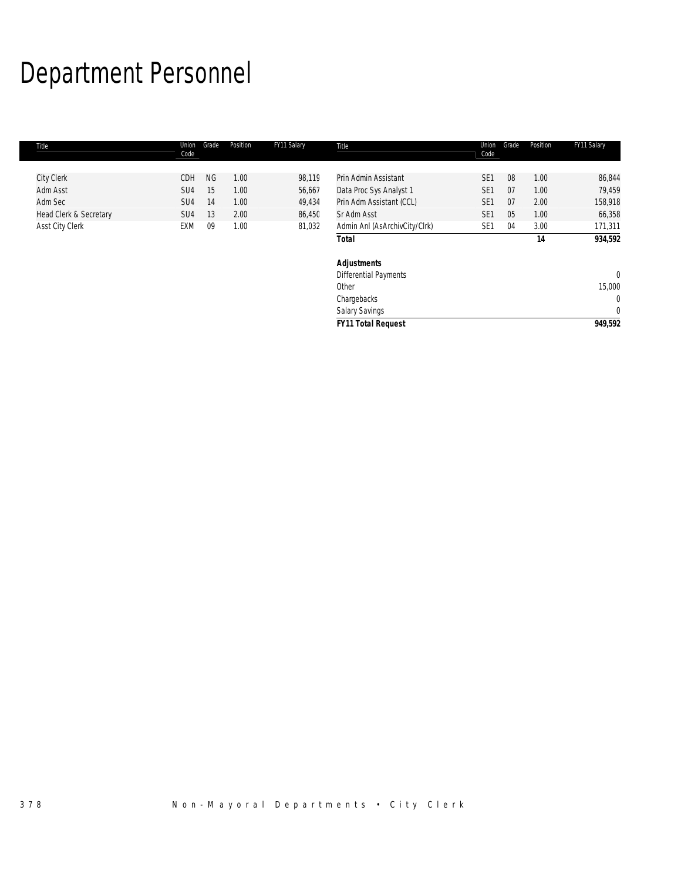# Department Personnel

| Title | Union Code | Grade | Position | FY11 Salary | Title | Union Code | Grade | Position | FY11 Salary |
|---|---|---|---|---|---|---|---|---|---|
| City Clerk | CDH | NG | 1.00 | 98,119 | Prin Admin Assistant | SE1 | 08 | 1.00 | 86,844 |
| Adm Asst | SU4 | 15 | 1.00 | 56,667 | Data Proc Sys Analyst 1 | SE1 | 07 | 1.00 | 79,459 |
| Adm Sec | SU4 | 14 | 1.00 | 49,434 | Prin Adm Assistant (CCL) | SE1 | 07 | 2.00 | 158,918 |
| Head Clerk & Secretary | SU4 | 13 | 2.00 | 86,450 | Sr Adm Asst | SE1 | 05 | 1.00 | 66,358 |
| Asst City Clerk | EXM | 09 | 1.00 | 81,032 | Admin Anl (AsArchivCity/Clrk) | SE1 | 04 | 3.00 | 171,311 |
| | | | | | **Total** | | | **14** | **934,592** |
| | | | | | | | | | |
| | | | | | ***Adjustments*** | | | | |
| | | | | | Differential Payments | | | | 0 |
| | | | | | Other | | | | 15,000 |
| | | | | | Chargebacks | | | | 0 |
| | | | | | Salary Savings | | | | 0 |
| | | | | | ***FY11 Total Request*** | | | | **949,592** |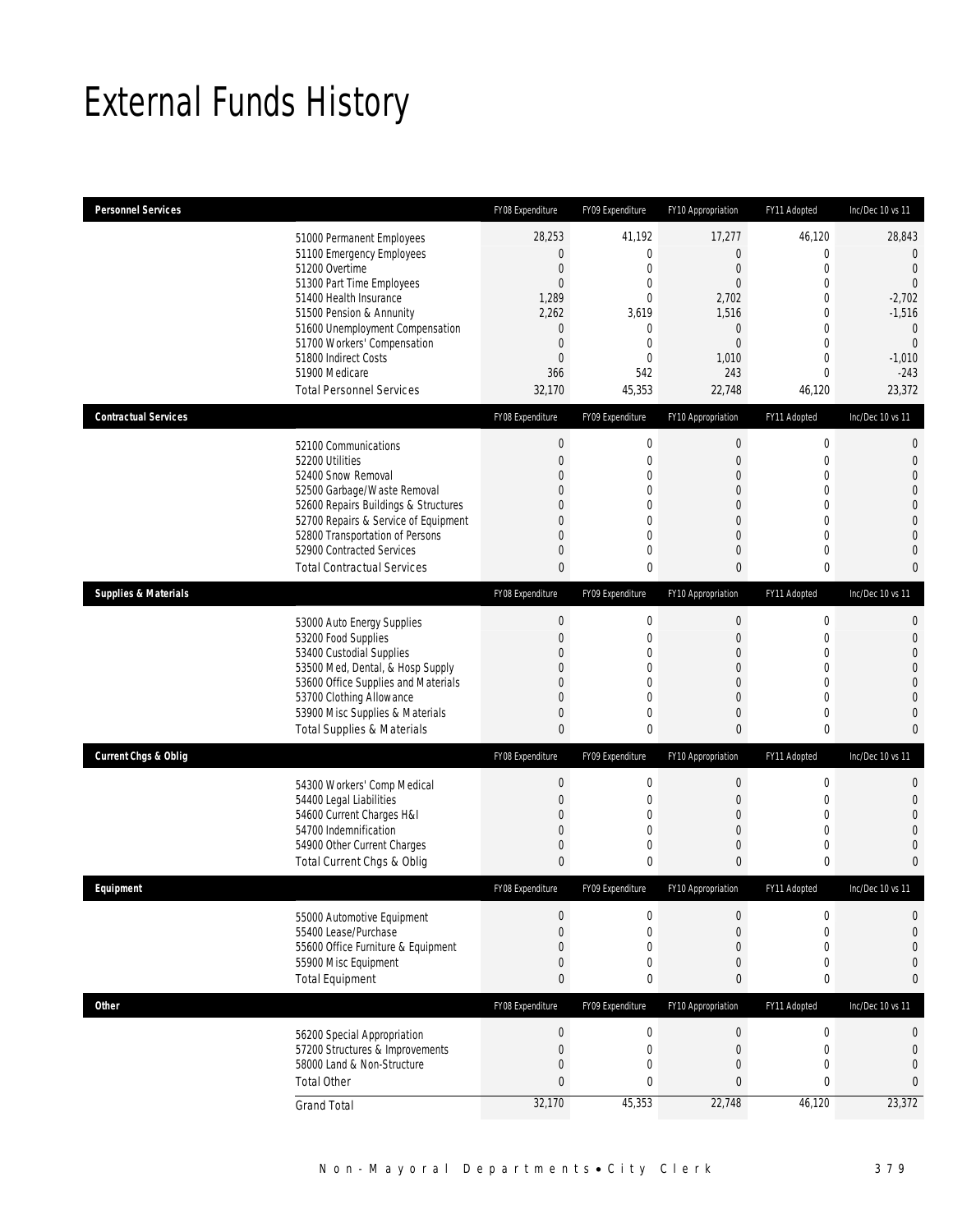# External Funds History

| Personnel Services | | FY08 Expenditure | FY09 Expenditure | FY10 Appropriation | FY11 Adopted | Inc/Dec 10 vs 11 |
|---|---|---|---|---|---|---|
| | 51000 Permanent Employees | 28,253 | 41,192 | 17,277 | 46,120 | 28,843 |
| | 51100 Emergency Employees | 0 | 0 | 0 | 0 | 0 |
| | 51200 Overtime | 0 | 0 | 0 | 0 | 0 |
| | 51300 Part Time Employees | 0 | 0 | 0 | 0 | 0 |
| | 51400 Health Insurance | 1,289 | 0 | 2,702 | 0 | -2,702 |
| | 51500 Pension & Annunity | 2,262 | 3,619 | 1,516 | 0 | -1,516 |
| | 51600 Unemployment Compensation | 0 | 0 | 0 | 0 | 0 |
| | 51700 Workers' Compensation | 0 | 0 | 0 | 0 | 0 |
| | 51800 Indirect Costs | 0 | 0 | 1,010 | 0 | -1,010 |
| | 51900 Medicare | 366 | 542 | 243 | 0 | -243 |
| | Total Personnel Services | 32,170 | 45,353 | 22,748 | 46,120 | 23,372 |
| **Contractual Services** | | FY08 Expenditure | FY09 Expenditure | FY10 Appropriation | FY11 Adopted | Inc/Dec 10 vs 11 |
| | 52100 Communications | 0 | 0 | 0 | 0 | 0 |
| | 52200 Utilities | 0 | 0 | 0 | 0 | 0 |
| | 52400 Snow Removal | 0 | 0 | 0 | 0 | 0 |
| | 52500 Garbage/Waste Removal | 0 | 0 | 0 | 0 | 0 |
| | 52600 Repairs Buildings & Structures | 0 | 0 | 0 | 0 | 0 |
| | 52700 Repairs & Service of Equipment | 0 | 0 | 0 | 0 | 0 |
| | 52800 Transportation of Persons | 0 | 0 | 0 | 0 | 0 |
| | 52900 Contracted Services | 0 | 0 | 0 | 0 | 0 |
| | Total Contractual Services | 0 | 0 | 0 | 0 | 0 |
| **Supplies & Materials** | | FY08 Expenditure | FY09 Expenditure | FY10 Appropriation | FY11 Adopted | Inc/Dec 10 vs 11 |
| | 53000 Auto Energy Supplies | 0 | 0 | 0 | 0 | 0 |
| | 53200 Food Supplies | 0 | 0 | 0 | 0 | 0 |
| | 53400 Custodial Supplies | 0 | 0 | 0 | 0 | 0 |
| | 53500 Med, Dental, & Hosp Supply | 0 | 0 | 0 | 0 | 0 |
| | 53600 Office Supplies and Materials | 0 | 0 | 0 | 0 | 0 |
| | 53700 Clothing Allowance | 0 | 0 | 0 | 0 | 0 |
| | 53900 Misc Supplies & Materials | 0 | 0 | 0 | 0 | 0 |
| | Total Supplies & Materials | 0 | 0 | 0 | 0 | 0 |
| **Current Chgs & Oblig** | | FY08 Expenditure | FY09 Expenditure | FY10 Appropriation | FY11 Adopted | Inc/Dec 10 vs 11 |
| | 54300 Workers' Comp Medical | 0 | 0 | 0 | 0 | 0 |
| | 54400 Legal Liabilities | 0 | 0 | 0 | 0 | 0 |
| | 54600 Current Charges H&I | 0 | 0 | 0 | 0 | 0 |
| | 54700 Indemnification | 0 | 0 | 0 | 0 | 0 |
| | 54900 Other Current Charges | 0 | 0 | 0 | 0 | 0 |
| | Total Current Chgs & Oblig | 0 | 0 | 0 | 0 | 0 |
| **Equipment** | | FY08 Expenditure | FY09 Expenditure | FY10 Appropriation | FY11 Adopted | Inc/Dec 10 vs 11 |
| | 55000 Automotive Equipment | 0 | 0 | 0 | 0 | 0 |
| | 55400 Lease/Purchase | 0 | 0 | 0 | 0 | 0 |
| | 55600 Office Furniture & Equipment | 0 | 0 | 0 | 0 | 0 |
| | 55900 Misc Equipment | 0 | 0 | 0 | 0 | 0 |
| | Total Equipment | 0 | 0 | 0 | 0 | 0 |
| **Other** | | FY08 Expenditure | FY09 Expenditure | FY10 Appropriation | FY11 Adopted | Inc/Dec 10 vs 11 |
| | 56200 Special Appropriation | 0 | 0 | 0 | 0 | 0 |
| | 57200 Structures & Improvements | 0 | 0 | 0 | 0 | 0 |
| | 58000 Land & Non-Structure | 0 | 0 | 0 | 0 | 0 |
| | Total Other | 0 | 0 | 0 | 0 | 0 |
| | Grand Total | 32,170 | 45,353 | 22,748 | 46,120 | 23,372 |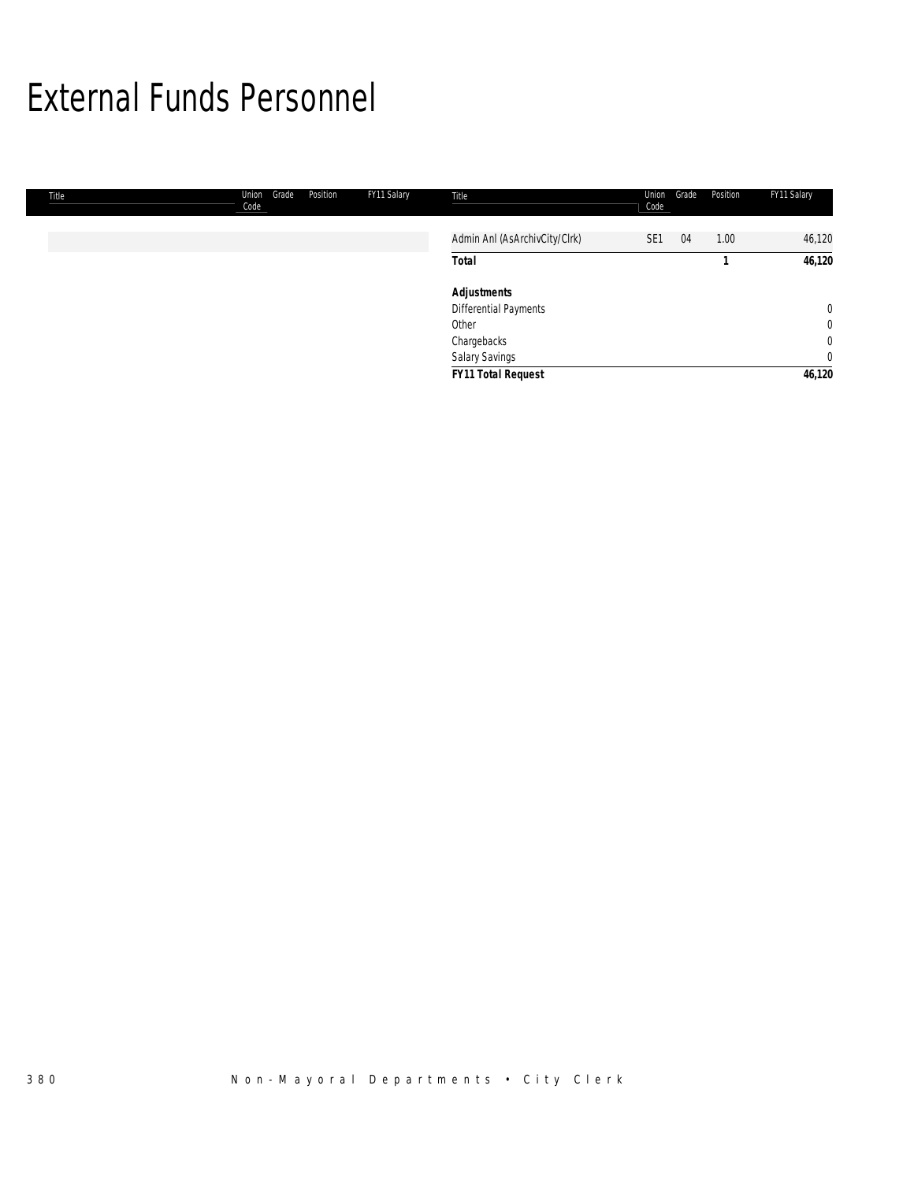# External Funds Personnel

| Title | Union Code | Grade | Position | FY11 Salary |
|---|---|---|---|---|
| Admin Anl (AsArchivCity/Clrk) | SE1 | 04 | 1.00 | 46,120 |
| **Total** | | | **1** | **46,120** |
| ***Adjustments*** | | | | |
| Differential Payments | | | | 0 |
| Other | | | | 0 |
| Chargebacks | | | | 0 |
| Salary Savings | | | | 0 |
| ***FY11 Total Request*** | | | | ***46,120*** |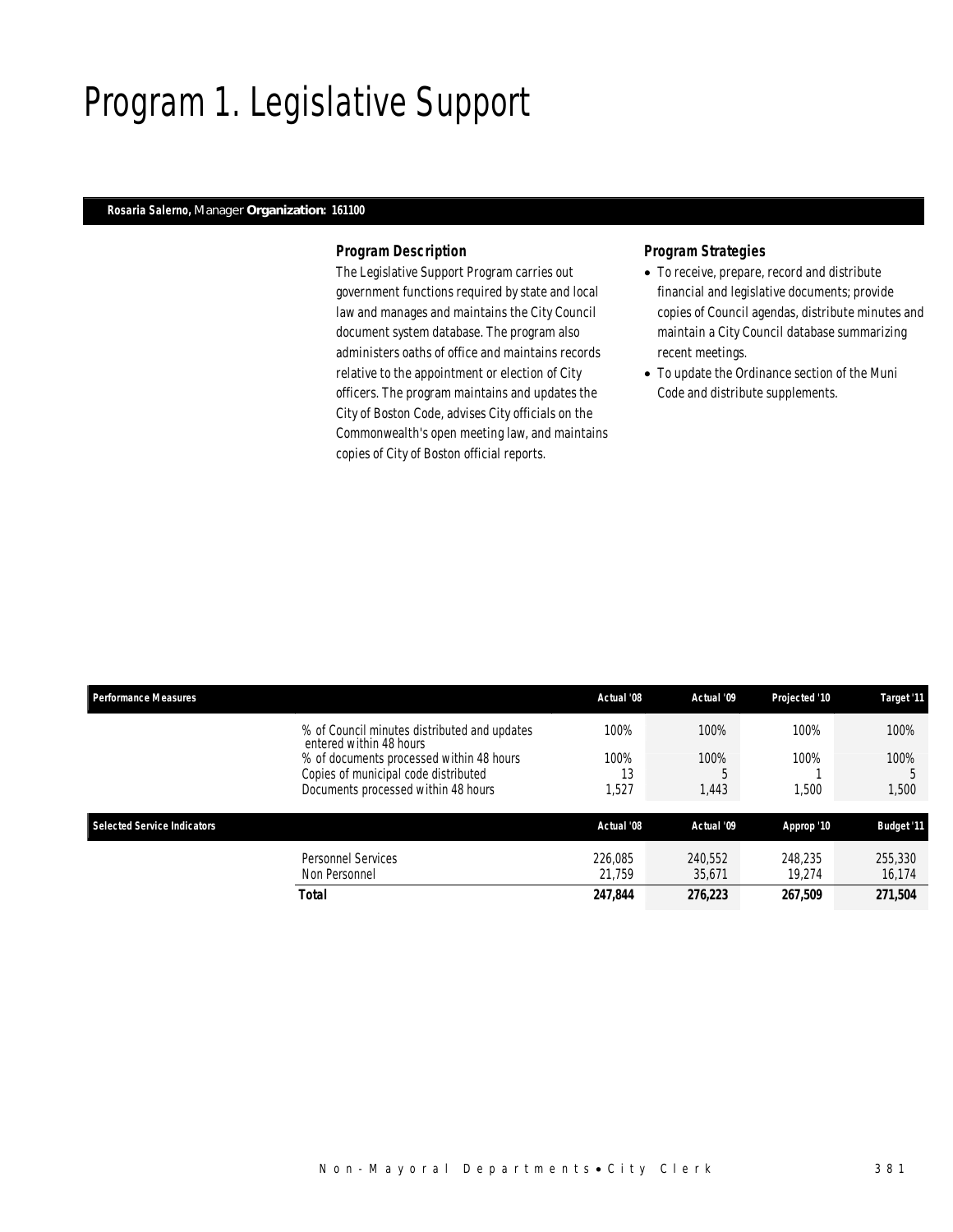# Program 1. Legislative Support

**Rosaria Salerno,** Manager **Organization: 161100**

### *Program Description*

The Legislative Support Program carries out government functions required by state and local law and manages and maintains the City Council document system database. The program also administers oaths of office and maintains records relative to the appointment or election of City officers. The program maintains and updates the City of Boston Code, advises City officials on the Commonwealth's open meeting law, and maintains copies of City of Boston official reports.

### *Program Strategies*

- To receive, prepare, record and distribute financial and legislative documents; provide copies of Council agendas, distribute minutes and maintain a City Council database summarizing recent meetings.
- To update the Ordinance section of the Muni Code and distribute supplements.

| Performance Measures | Actual '08 | Actual '09 | Projected '10 | Target '11 |
|---|---|---|---|---|
| % of Council minutes distributed and updates entered within 48 hours | 100% | 100% | 100% | 100% |
| % of documents processed within 48 hours | 100% | 100% | 100% | 100% |
| Copies of municipal code distributed | 13 | 5 | 1 | 5 |
| Documents processed within 48 hours | 1,527 | 1,443 | 1,500 | 1,500 |

| Selected Service Indicators | Actual '08 | Actual '09 | Approp '10 | Budget '11 |
|---|---|---|---|---|
| Personnel Services | 226,085 | 240,552 | 248,235 | 255,330 |
| Non Personnel | 21,759 | 35,671 | 19,274 | 16,174 |
| **Total** | **247,844** | **276,223** | **267,509** | **271,504** |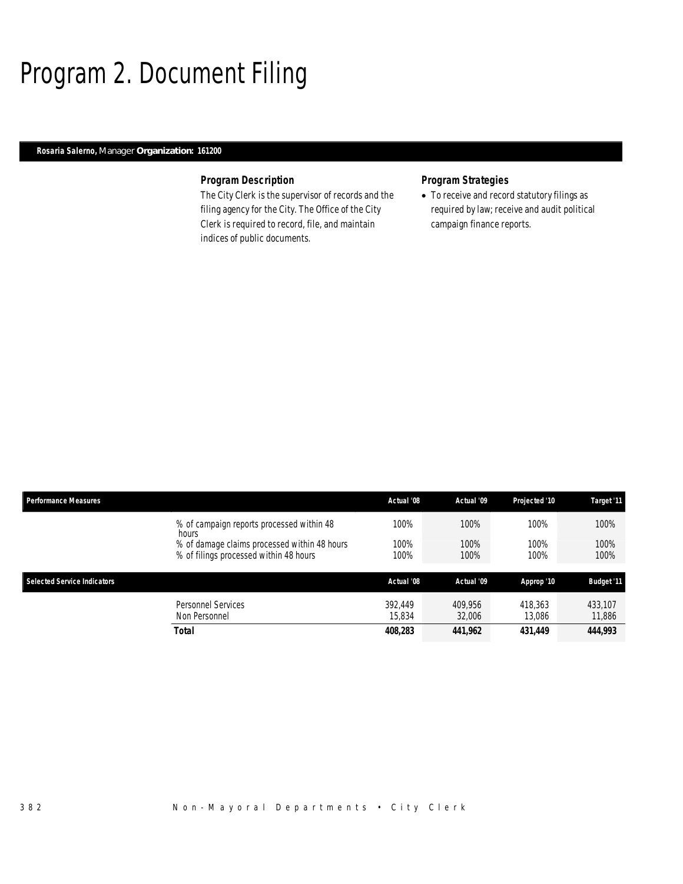# Program 2. Document Filing

**Rosaria Salerno,** Manager **Organization: 161200**

### Program Description

The City Clerk is the supervisor of records and the filing agency for the City. The Office of the City Clerk is required to record, file, and maintain indices of public documents.

### Program Strategies

- To receive and record statutory filings as required by law; receive and audit political campaign finance reports.

| Performance Measures | | Actual '08 | Actual '09 | Projected '10 | Target '11 |
|---|---|---|---|---|---|
| | % of campaign reports processed within 48 hours | 100% | 100% | 100% | 100% |
| | % of damage claims processed within 48 hours | 100% | 100% | 100% | 100% |
| | % of filings processed within 48 hours | 100% | 100% | 100% | 100% |

| Selected Service Indicators | | Actual '08 | Actual '09 | Approp '10 | Budget '11 |
|---|---|---|---|---|---|
| | Personnel Services | 392,449 | 409,956 | 418,363 | 433,107 |
| | Non Personnel | 15,834 | 32,006 | 13,086 | 11,886 |
| | **Total** | **408,283** | **441,962** | **431,449** | **444,993** |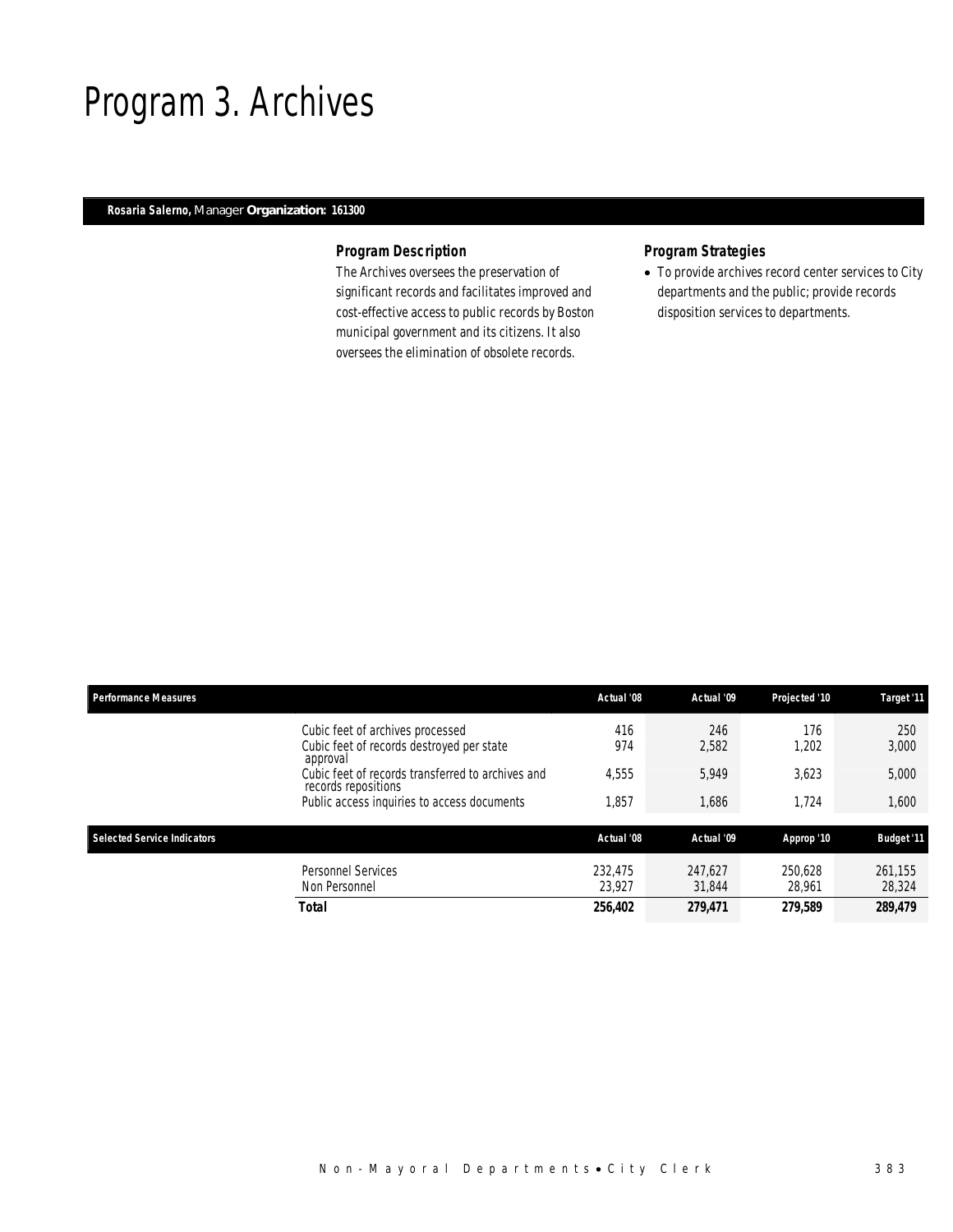# Program 3. Archives

**Rosaria Salerno,** Manager **Organization: 161300**

### Program Description

The Archives oversees the preservation of significant records and facilitates improved and cost-effective access to public records by Boston municipal government and its citizens. It also oversees the elimination of obsolete records.

### Program Strategies

- To provide archives record center services to City departments and the public; provide records disposition services to departments.

| Performance Measures | Actual '08 | Actual '09 | Projected '10 | Target '11 |
|---|---|---|---|---|
| Cubic feet of archives processed | 416 | 246 | 176 | 250 |
| Cubic feet of records destroyed per state approval | 974 | 2,582 | 1,202 | 3,000 |
| Cubic feet of records transferred to archives and records repositions | 4,555 | 5,949 | 3,623 | 5,000 |
| Public access inquiries to access documents | 1,857 | 1,686 | 1,724 | 1,600 |

| Selected Service Indicators | Actual '08 | Actual '09 | Approp '10 | Budget '11 |
|---|---|---|---|---|
| Personnel Services | 232,475 | 247,627 | 250,628 | 261,155 |
| Non Personnel | 23,927 | 31,844 | 28,961 | 28,324 |
| **Total** | **256,402** | **279,471** | **279,589** | **289,479** |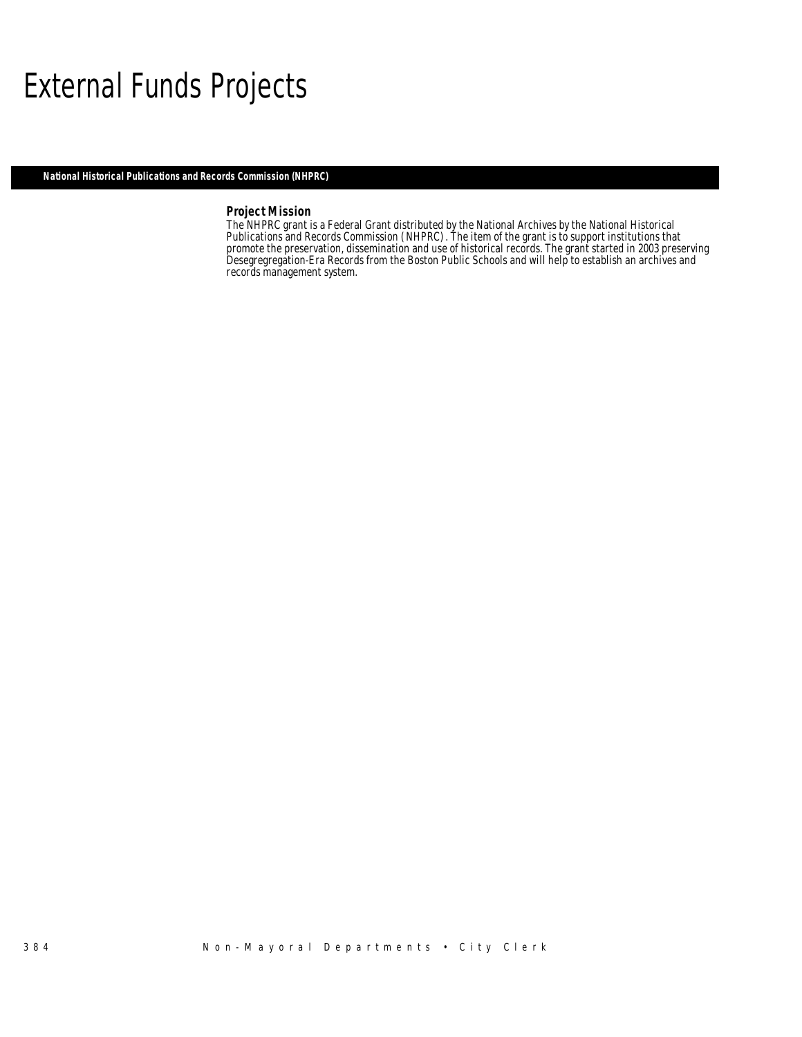# External Funds Projects

## National Historical Publications and Records Commission (NHPRC)

### Project Mission

The NHPRC grant is a Federal Grant distributed by the National Archives by the National Historical Publications and Records Commission (NHPRC). The item of the grant is to support institutions that promote the preservation, dissemination and use of historical records. The grant started in 2003 preserving Desegregregation-Era Records from the Boston Public Schools and will help to establish an archives and records management system.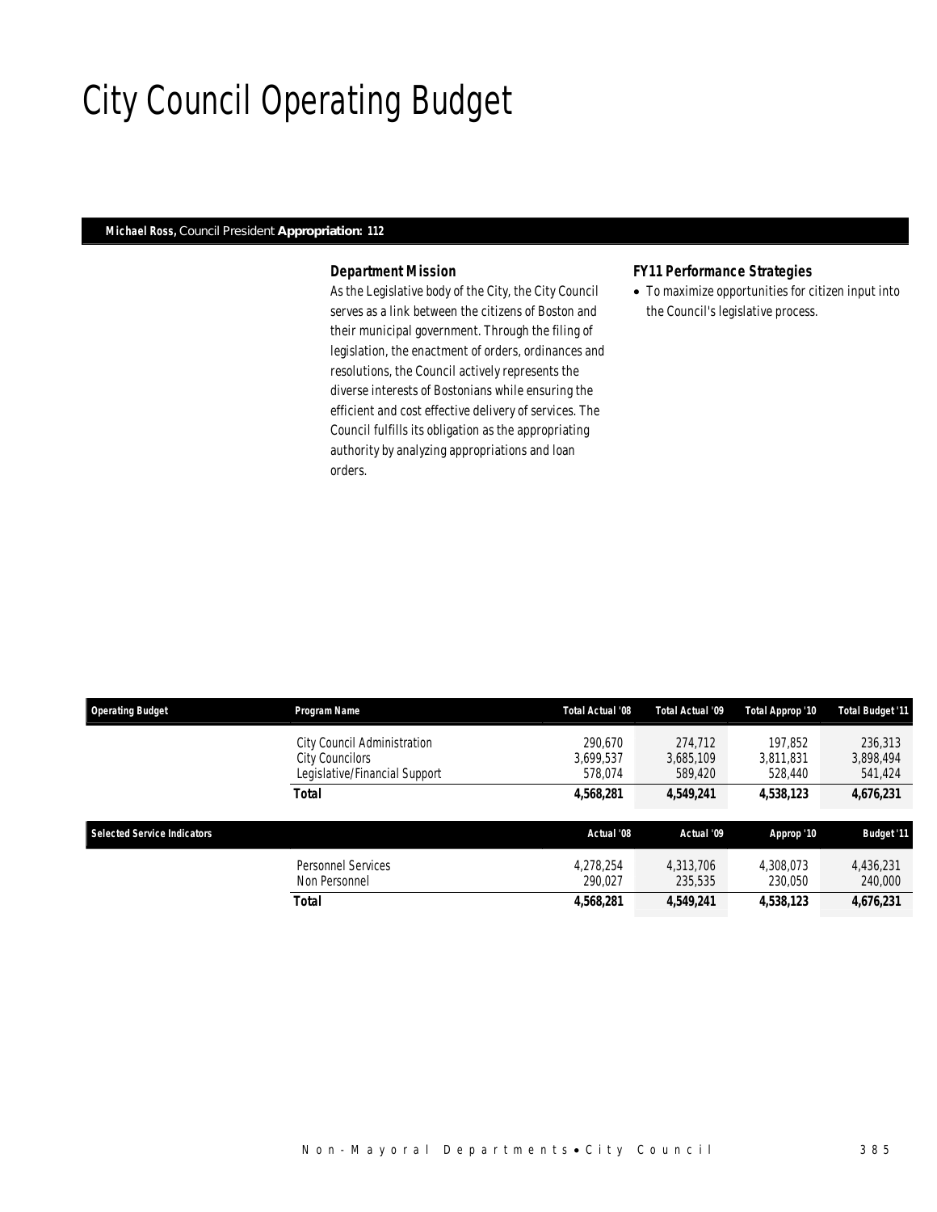# City Council Operating Budget

**Michael Ross,** Council President **Appropriation: 112**

### Department Mission

As the Legislative body of the City, the City Council serves as a link between the citizens of Boston and their municipal government. Through the filing of legislation, the enactment of orders, ordinances and resolutions, the Council actively represents the diverse interests of Bostonians while ensuring the efficient and cost effective delivery of services. The Council fulfills its obligation as the appropriating authority by analyzing appropriations and loan orders.

### FY11 Performance Strategies

- To maximize opportunities for citizen input into the Council's legislative process.

| Operating Budget | Program Name | Total Actual '08 | Total Actual '09 | Total Approp '10 | Total Budget '11 |
|---|---|---|---|---|---|
| | City Council Administration | 290,670 | 274,712 | 197,852 | 236,313 |
| | City Councilors | 3,699,537 | 3,685,109 | 3,811,831 | 3,898,494 |
| | Legislative/Financial Support | 578,074 | 589,420 | 528,440 | 541,424 |
| | **Total** | **4,568,281** | **4,549,241** | **4,538,123** | **4,676,231** |

| Selected Service Indicators | | Actual '08 | Actual '09 | Approp '10 | Budget '11 |
|---|---|---|---|---|---|
| | Personnel Services | 4,278,254 | 4,313,706 | 4,308,073 | 4,436,231 |
| | Non Personnel | 290,027 | 235,535 | 230,050 | 240,000 |
| | **Total** | **4,568,281** | **4,549,241** | **4,538,123** | **4,676,231** |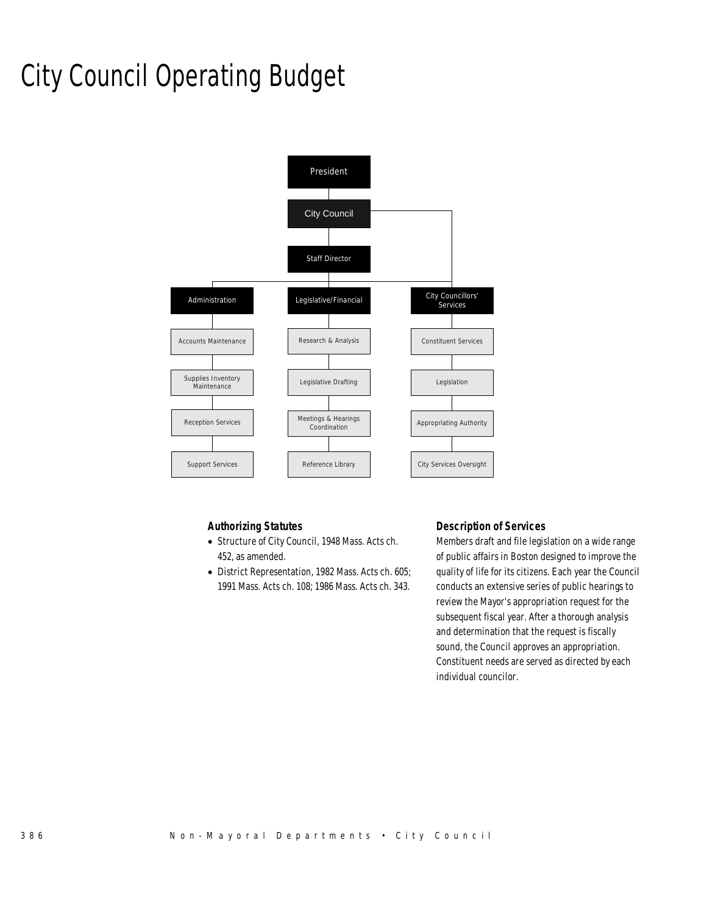# City Council Operating Budget

President

City Council

Staff Director

| Administration | Legislative/Financial | City Councillors' Services |
|---|---|---|
| Accounts Maintenance | Research & Analysis | Constituent Services |
| Supplies Inventory Maintenance | Legislative Drafting | Legislation |
| Reception Services | Meetings & Hearings Coordination | Appropriating Authority |
| Support Services | Reference Library | City Services Oversight |

### Authorizing Statutes

- Structure of City Council, 1948 Mass. Acts ch. 452, as amended.
- District Representation, 1982 Mass. Acts ch. 605; 1991 Mass. Acts ch. 108; 1986 Mass. Acts ch. 343.

### Description of Services

Members draft and file legislation on a wide range of public affairs in Boston designed to improve the quality of life for its citizens. Each year the Council conducts an extensive series of public hearings to review the Mayor's appropriation request for the subsequent fiscal year. After a thorough analysis and determination that the request is fiscally sound, the Council approves an appropriation. Constituent needs are served as directed by each individual councilor.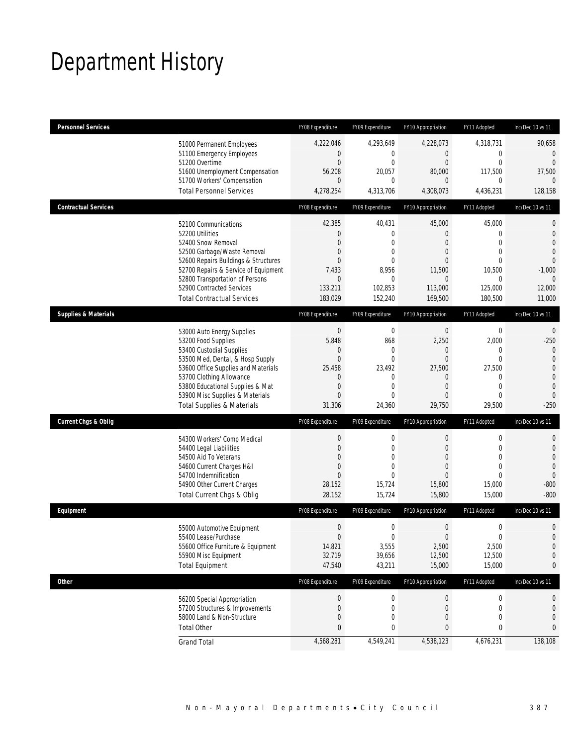# Department History

| Personnel Services | FY08 Expenditure | FY09 Expenditure | FY10 Appropriation | FY11 Adopted | Inc/Dec 10 vs 11 |
|---|---|---|---|---|---|
| 51000 Permanent Employees | 4,222,046 | 4,293,649 | 4,228,073 | 4,318,731 | 90,658 |
| 51100 Emergency Employees | 0 | 0 | 0 | 0 | 0 |
| 51200 Overtime | 0 | 0 | 0 | 0 | 0 |
| 51600 Unemployment Compensation | 56,208 | 20,057 | 80,000 | 117,500 | 37,500 |
| 51700 Workers' Compensation | 0 | 0 | 0 | 0 | 0 |
| Total Personnel Services | 4,278,254 | 4,313,706 | 4,308,073 | 4,436,231 | 128,158 |

| Contractual Services | FY08 Expenditure | FY09 Expenditure | FY10 Appropriation | FY11 Adopted | Inc/Dec 10 vs 11 |
|---|---|---|---|---|---|
| 52100 Communications | 42,385 | 40,431 | 45,000 | 45,000 | 0 |
| 52200 Utilities | 0 | 0 | 0 | 0 | 0 |
| 52400 Snow Removal | 0 | 0 | 0 | 0 | 0 |
| 52500 Garbage/Waste Removal | 0 | 0 | 0 | 0 | 0 |
| 52600 Repairs Buildings & Structures | 0 | 0 | 0 | 0 | 0 |
| 52700 Repairs & Service of Equipment | 7,433 | 8,956 | 11,500 | 10,500 | -1,000 |
| 52800 Transportation of Persons | 0 | 0 | 0 | 0 | 0 |
| 52900 Contracted Services | 133,211 | 102,853 | 113,000 | 125,000 | 12,000 |
| Total Contractual Services | 183,029 | 152,240 | 169,500 | 180,500 | 11,000 |

| Supplies & Materials | FY08 Expenditure | FY09 Expenditure | FY10 Appropriation | FY11 Adopted | Inc/Dec 10 vs 11 |
|---|---|---|---|---|---|
| 53000 Auto Energy Supplies | 0 | 0 | 0 | 0 | 0 |
| 53200 Food Supplies | 5,848 | 868 | 2,250 | 2,000 | -250 |
| 53400 Custodial Supplies | 0 | 0 | 0 | 0 | 0 |
| 53500 Med, Dental, & Hosp Supply | 0 | 0 | 0 | 0 | 0 |
| 53600 Office Supplies and Materials | 25,458 | 23,492 | 27,500 | 27,500 | 0 |
| 53700 Clothing Allowance | 0 | 0 | 0 | 0 | 0 |
| 53800 Educational Supplies & Mat | 0 | 0 | 0 | 0 | 0 |
| 53900 Misc Supplies & Materials | 0 | 0 | 0 | 0 | 0 |
| Total Supplies & Materials | 31,306 | 24,360 | 29,750 | 29,500 | -250 |

| Current Chgs & Oblig | FY08 Expenditure | FY09 Expenditure | FY10 Appropriation | FY11 Adopted | Inc/Dec 10 vs 11 |
|---|---|---|---|---|---|
| 54300 Workers' Comp Medical | 0 | 0 | 0 | 0 | 0 |
| 54400 Legal Liabilities | 0 | 0 | 0 | 0 | 0 |
| 54500 Aid To Veterans | 0 | 0 | 0 | 0 | 0 |
| 54600 Current Charges H&I | 0 | 0 | 0 | 0 | 0 |
| 54700 Indemnification | 0 | 0 | 0 | 0 | 0 |
| 54900 Other Current Charges | 28,152 | 15,724 | 15,800 | 15,000 | -800 |
| Total Current Chgs & Oblig | 28,152 | 15,724 | 15,800 | 15,000 | -800 |

| Equipment | FY08 Expenditure | FY09 Expenditure | FY10 Appropriation | FY11 Adopted | Inc/Dec 10 vs 11 |
|---|---|---|---|---|---|
| 55000 Automotive Equipment | 0 | 0 | 0 | 0 | 0 |
| 55400 Lease/Purchase | 0 | 0 | 0 | 0 | 0 |
| 55600 Office Furniture & Equipment | 14,821 | 3,555 | 2,500 | 2,500 | 0 |
| 55900 Misc Equipment | 32,719 | 39,656 | 12,500 | 12,500 | 0 |
| Total Equipment | 47,540 | 43,211 | 15,000 | 15,000 | 0 |

| Other | FY08 Expenditure | FY09 Expenditure | FY10 Appropriation | FY11 Adopted | Inc/Dec 10 vs 11 |
|---|---|---|---|---|---|
| 56200 Special Appropriation | 0 | 0 | 0 | 0 | 0 |
| 57200 Structures & Improvements | 0 | 0 | 0 | 0 | 0 |
| 58000 Land & Non-Structure | 0 | 0 | 0 | 0 | 0 |
| Total Other | 0 | 0 | 0 | 0 | 0 |
| Grand Total | 4,568,281 | 4,549,241 | 4,538,123 | 4,676,231 | 138,108 |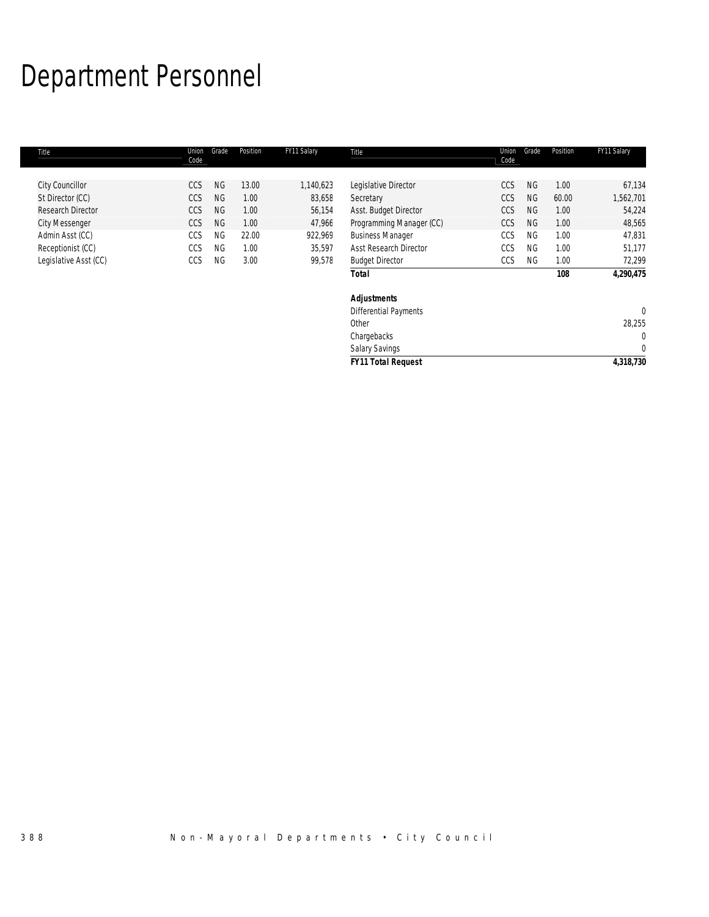# Department Personnel

| Title | Union Code | Grade | Position | FY11 Salary | Title | Union Code | Grade | Position | FY11 Salary |
|---|---|---|---|---|---|---|---|---|---|
| City Councillor | CCS | NG | 13.00 | 1,140,623 | Legislative Director | CCS | NG | 1.00 | 67,134 |
| St Director (CC) | CCS | NG | 1.00 | 83,658 | Secretary | CCS | NG | 60.00 | 1,562,701 |
| Research Director | CCS | NG | 1.00 | 56,154 | Asst. Budget Director | CCS | NG | 1.00 | 54,224 |
| City Messenger | CCS | NG | 1.00 | 47,966 | Programming Manager (CC) | CCS | NG | 1.00 | 48,565 |
| Admin Asst (CC) | CCS | NG | 22.00 | 922,969 | Business Manager | CCS | NG | 1.00 | 47,831 |
| Receptionist (CC) | CCS | NG | 1.00 | 35,597 | Asst Research Director | CCS | NG | 1.00 | 51,177 |
| Legislative Asst (CC) | CCS | NG | 3.00 | 99,578 | Budget Director | CCS | NG | 1.00 | 72,299 |
| | | | | | ***Total*** | | | **108** | ***4,290,475*** |
| | | | | | | | | | |
| | | | | | ***Adjustments*** | | | | |
| | | | | | Differential Payments | | | | 0 |
| | | | | | Other | | | | 28,255 |
| | | | | | Chargebacks | | | | 0 |
| | | | | | Salary Savings | | | | 0 |
| | | | | | ***FY11 Total Request*** | | | | ***4,318,730*** |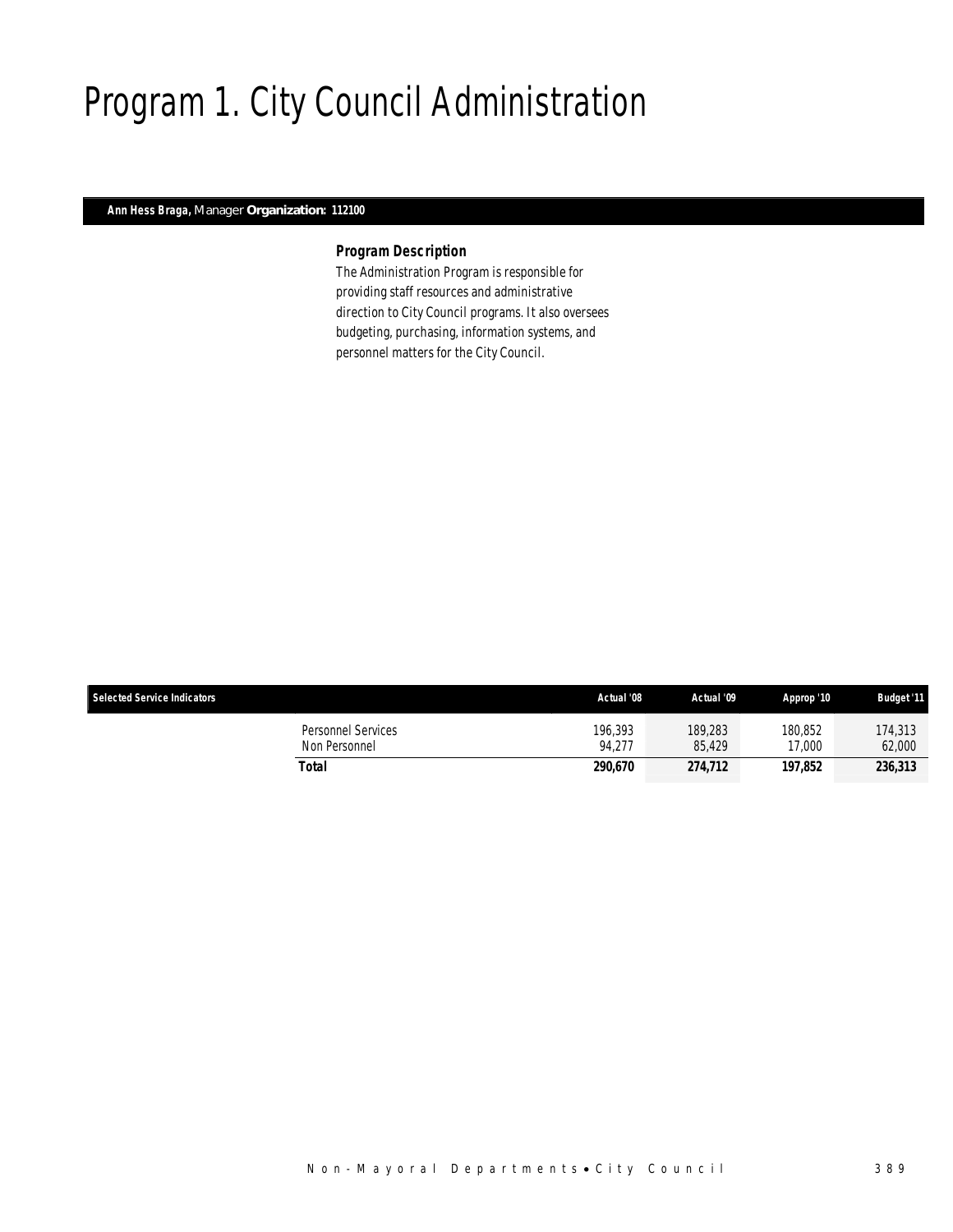# Program 1. City Council Administration

**Ann Hess Braga,** Manager **Organization: 112100**

### *Program Description*

*The Administration Program is responsible for providing staff resources and administrative direction to City Council programs. It also oversees budgeting, purchasing, information systems, and personnel matters for the City Council.*

| Selected Service Indicators | | Actual '08 | Actual '09 | Approp '10 | Budget '11 |
|---|---|---|---|---|---|
| | Personnel Services | 196,393 | 189,283 | 180,852 | 174,313 |
| | Non Personnel | 94,277 | 85,429 | 17,000 | 62,000 |
| | **Total** | **290,670** | **274,712** | **197,852** | **236,313** |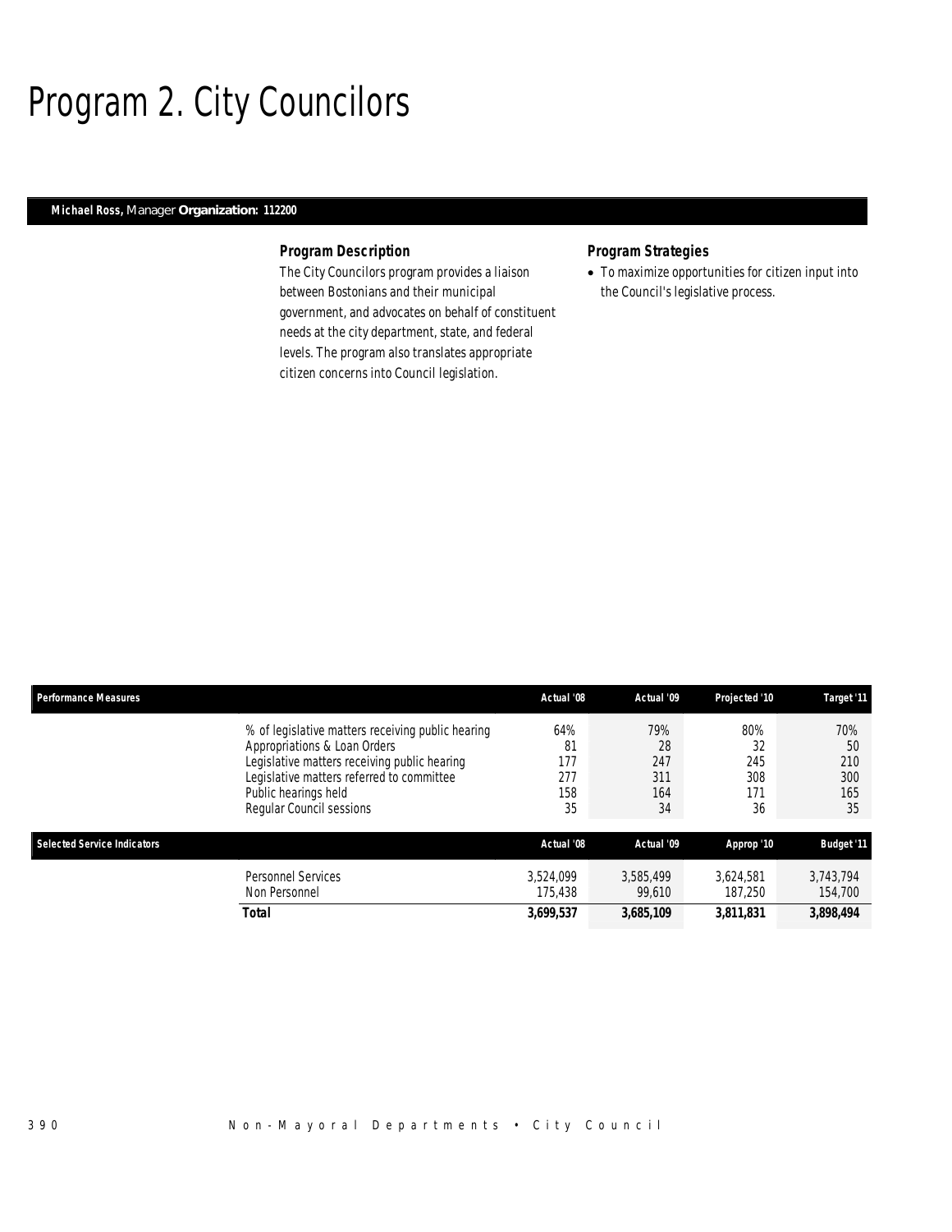# Program 2. City Councilors

**Michael Ross,** Manager **Organization: 112200**

### Program Description

The City Councilors program provides a liaison between Bostonians and their municipal government, and advocates on behalf of constituent needs at the city department, state, and federal levels. The program also translates appropriate citizen concerns into Council legislation.

### Program Strategies

- To maximize opportunities for citizen input into the Council's legislative process.

| Performance Measures | | Actual '08 | Actual '09 | Projected '10 | Target '11 |
|---|---|---|---|---|---|
| | % of legislative matters receiving public hearing | 64% | 79% | 80% | 70% |
| | Appropriations & Loan Orders | 81 | 28 | 32 | 50 |
| | Legislative matters receiving public hearing | 177 | 247 | 245 | 210 |
| | Legislative matters referred to committee | 277 | 311 | 308 | 300 |
| | Public hearings held | 158 | 164 | 171 | 165 |
| | Regular Council sessions | 35 | 34 | 36 | 35 |

| Selected Service Indicators | | Actual '08 | Actual '09 | Approp '10 | Budget '11 |
|---|---|---|---|---|---|
| | Personnel Services | 3,524,099 | 3,585,499 | 3,624,581 | 3,743,794 |
| | Non Personnel | 175,438 | 99,610 | 187,250 | 154,700 |
| | **Total** | **3,699,537** | **3,685,109** | **3,811,831** | **3,898,494** |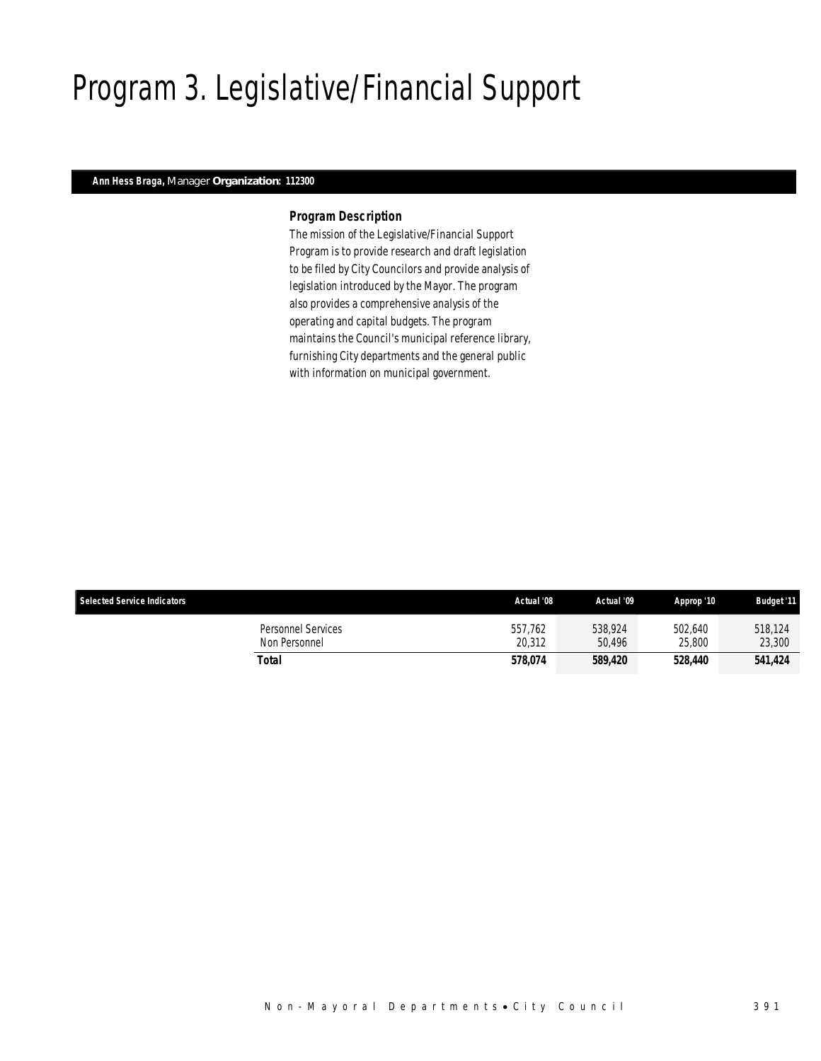# Program 3. Legislative/Financial Support

***Ann Hess Braga,*** *Manager* ***Organization: 112300***

### *Program Description*

The mission of the Legislative/Financial Support Program is to provide research and draft legislation to be filed by City Councilors and provide analysis of legislation introduced by the Mayor. The program also provides a comprehensive analysis of the operating and capital budgets. The program maintains the Council's municipal reference library, furnishing City departments and the general public with information on municipal government.

| Selected Service Indicators | | Actual '08 | Actual '09 | Approp '10 | Budget '11 |
|---|---|---|---|---|---|
| | Personnel Services | 557,762 | 538,924 | 502,640 | 518,124 |
| | Non Personnel | 20,312 | 50,496 | 25,800 | 23,300 |
| | **Total** | **578,074** | **589,420** | **528,440** | **541,424** |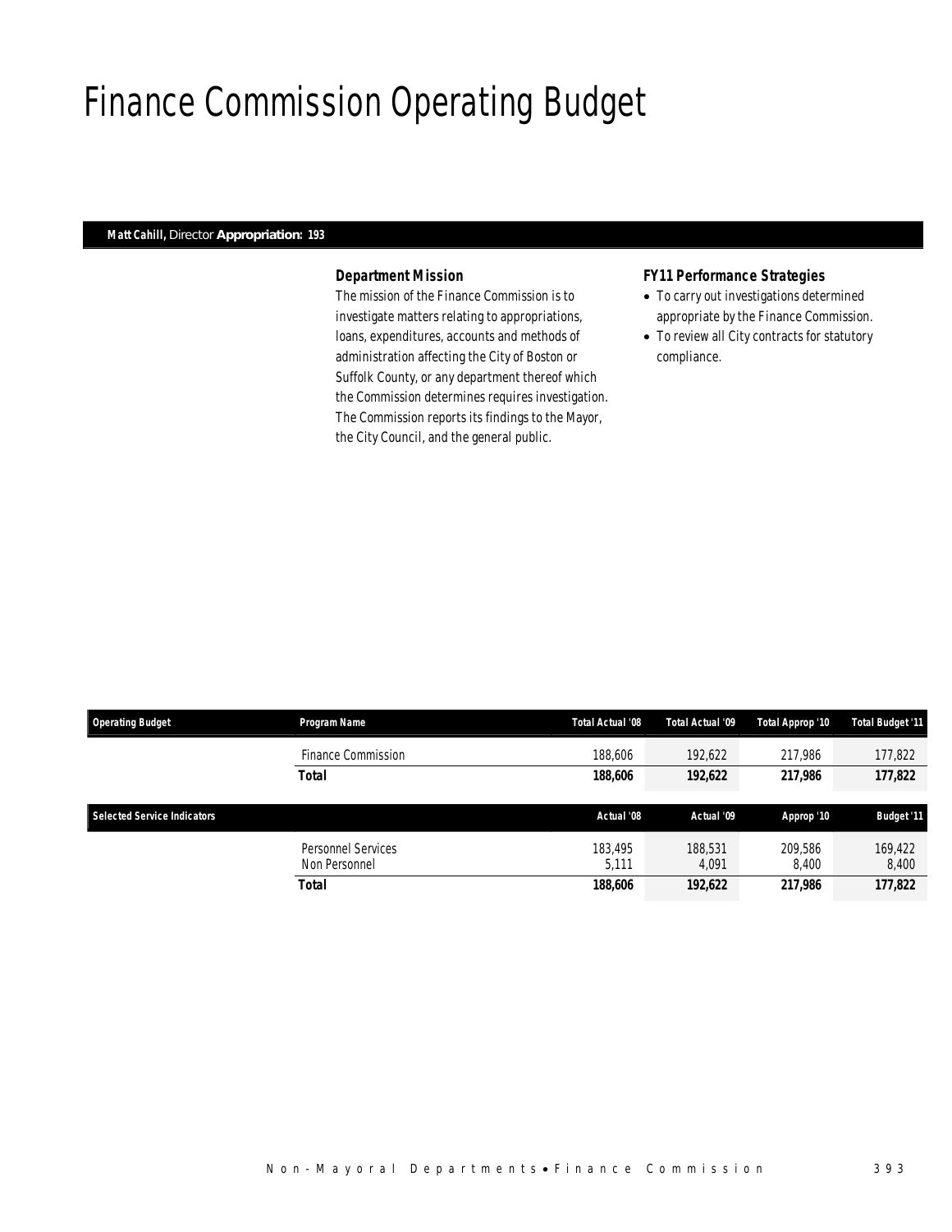# Finance Commission Operating Budget

**Matt Cahill,** Director **Appropriation: 193**

### Department Mission

The mission of the Finance Commission is to investigate matters relating to appropriations, loans, expenditures, accounts and methods of administration affecting the City of Boston or Suffolk County, or any department thereof which the Commission determines requires investigation. The Commission reports its findings to the Mayor, the City Council, and the general public.

### FY11 Performance Strategies

- To carry out investigations determined appropriate by the Finance Commission.
- To review all City contracts for statutory compliance.

| Operating Budget | Program Name | Total Actual '08 | Total Actual '09 | Total Approp '10 | Total Budget '11 |
|---|---|---|---|---|---|
| | Finance Commission | 188,606 | 192,622 | 217,986 | 177,822 |
| | **Total** | **188,606** | **192,622** | **217,986** | **177,822** |

| Selected Service Indicators | | Actual '08 | Actual '09 | Approp '10 | Budget '11 |
|---|---|---|---|---|---|
| | Personnel Services | 183,495 | 188,531 | 209,586 | 169,422 |
| | Non Personnel | 5,111 | 4,091 | 8,400 | 8,400 |
| | **Total** | **188,606** | **192,622** | **217,986** | **177,822** |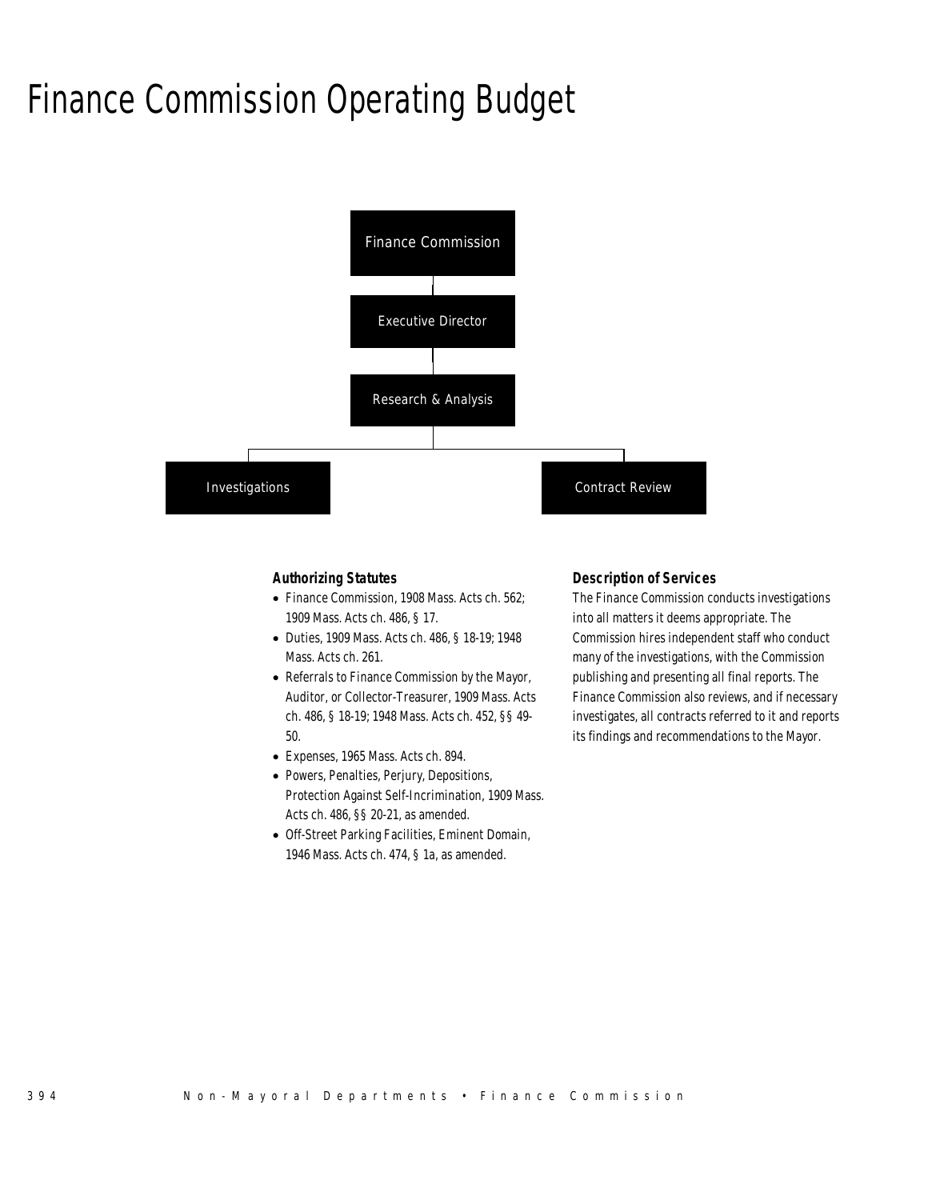# Finance Commission Operating Budget

Finance Commission

Executive Director

Research & Analysis

Investigations

Contract Review

### Authorizing Statutes

- Finance Commission, 1908 Mass. Acts ch. 562; 1909 Mass. Acts ch. 486, § 17.
- Duties, 1909 Mass. Acts ch. 486, § 18-19; 1948 Mass. Acts ch. 261.
- Referrals to Finance Commission by the Mayor, Auditor, or Collector-Treasurer, 1909 Mass. Acts ch. 486, § 18-19; 1948 Mass. Acts ch. 452, §§ 49-50.
- Expenses, 1965 Mass. Acts ch. 894.
- Powers, Penalties, Perjury, Depositions, Protection Against Self-Incrimination, 1909 Mass. Acts ch. 486, §§ 20-21, as amended.
- Off-Street Parking Facilities, Eminent Domain, 1946 Mass. Acts ch. 474, § 1a, as amended.

### Description of Services

The Finance Commission conducts investigations into all matters it deems appropriate. The Commission hires independent staff who conduct many of the investigations, with the Commission publishing and presenting all final reports. The Finance Commission also reviews, and if necessary investigates, all contracts referred to it and reports its findings and recommendations to the Mayor.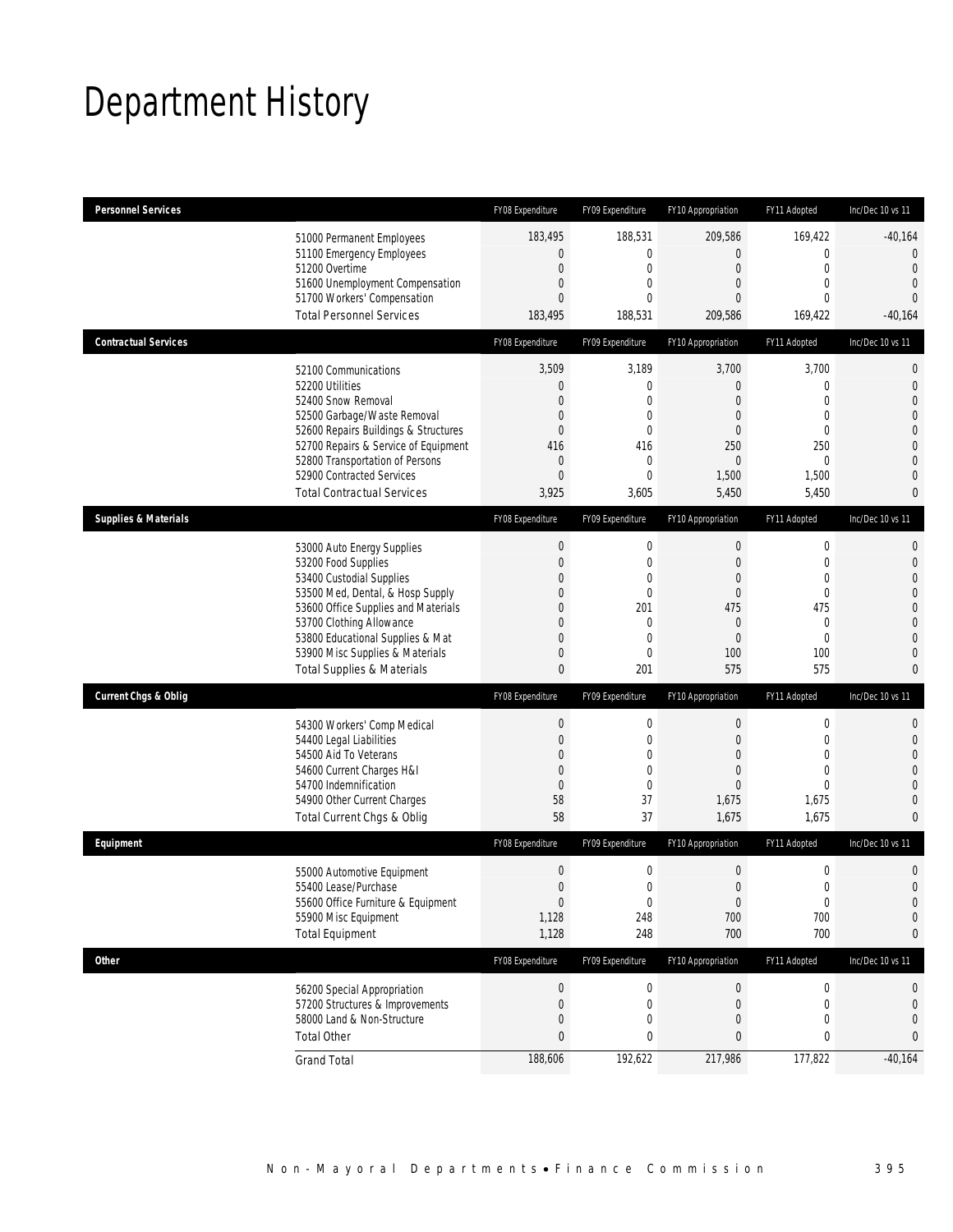# Department History

| Personnel Services | FY08 Expenditure | FY09 Expenditure | FY10 Appropriation | FY11 Adopted | Inc/Dec 10 vs 11 |
|---|---|---|---|---|---|
| 51000 Permanent Employees | 183,495 | 188,531 | 209,586 | 169,422 | -40,164 |
| 51100 Emergency Employees | 0 | 0 | 0 | 0 | 0 |
| 51200 Overtime | 0 | 0 | 0 | 0 | 0 |
| 51600 Unemployment Compensation | 0 | 0 | 0 | 0 | 0 |
| 51700 Workers' Compensation | 0 | 0 | 0 | 0 | 0 |
| Total Personnel Services | 183,495 | 188,531 | 209,586 | 169,422 | -40,164 |

| Contractual Services | FY08 Expenditure | FY09 Expenditure | FY10 Appropriation | FY11 Adopted | Inc/Dec 10 vs 11 |
|---|---|---|---|---|---|
| 52100 Communications | 3,509 | 3,189 | 3,700 | 3,700 | 0 |
| 52200 Utilities | 0 | 0 | 0 | 0 | 0 |
| 52400 Snow Removal | 0 | 0 | 0 | 0 | 0 |
| 52500 Garbage/Waste Removal | 0 | 0 | 0 | 0 | 0 |
| 52600 Repairs Buildings & Structures | 0 | 0 | 0 | 0 | 0 |
| 52700 Repairs & Service of Equipment | 416 | 416 | 250 | 250 | 0 |
| 52800 Transportation of Persons | 0 | 0 | 0 | 0 | 0 |
| 52900 Contracted Services | 0 | 0 | 1,500 | 1,500 | 0 |
| Total Contractual Services | 3,925 | 3,605 | 5,450 | 5,450 | 0 |

| Supplies & Materials | FY08 Expenditure | FY09 Expenditure | FY10 Appropriation | FY11 Adopted | Inc/Dec 10 vs 11 |
|---|---|---|---|---|---|
| 53000 Auto Energy Supplies | 0 | 0 | 0 | 0 | 0 |
| 53200 Food Supplies | 0 | 0 | 0 | 0 | 0 |
| 53400 Custodial Supplies | 0 | 0 | 0 | 0 | 0 |
| 53500 Med, Dental, & Hosp Supply | 0 | 0 | 0 | 0 | 0 |
| 53600 Office Supplies and Materials | 0 | 201 | 475 | 475 | 0 |
| 53700 Clothing Allowance | 0 | 0 | 0 | 0 | 0 |
| 53800 Educational Supplies & Mat | 0 | 0 | 0 | 0 | 0 |
| 53900 Misc Supplies & Materials | 0 | 0 | 100 | 100 | 0 |
| Total Supplies & Materials | 0 | 201 | 575 | 575 | 0 |

| Current Chgs & Oblig | FY08 Expenditure | FY09 Expenditure | FY10 Appropriation | FY11 Adopted | Inc/Dec 10 vs 11 |
|---|---|---|---|---|---|
| 54300 Workers' Comp Medical | 0 | 0 | 0 | 0 | 0 |
| 54400 Legal Liabilities | 0 | 0 | 0 | 0 | 0 |
| 54500 Aid To Veterans | 0 | 0 | 0 | 0 | 0 |
| 54600 Current Charges H&I | 0 | 0 | 0 | 0 | 0 |
| 54700 Indemnification | 0 | 0 | 0 | 0 | 0 |
| 54900 Other Current Charges | 58 | 37 | 1,675 | 1,675 | 0 |
| Total Current Chgs & Oblig | 58 | 37 | 1,675 | 1,675 | 0 |

| Equipment | FY08 Expenditure | FY09 Expenditure | FY10 Appropriation | FY11 Adopted | Inc/Dec 10 vs 11 |
|---|---|---|---|---|---|
| 55000 Automotive Equipment | 0 | 0 | 0 | 0 | 0 |
| 55400 Lease/Purchase | 0 | 0 | 0 | 0 | 0 |
| 55600 Office Furniture & Equipment | 0 | 0 | 0 | 0 | 0 |
| 55900 Misc Equipment | 1,128 | 248 | 700 | 700 | 0 |
| Total Equipment | 1,128 | 248 | 700 | 700 | 0 |

| Other | FY08 Expenditure | FY09 Expenditure | FY10 Appropriation | FY11 Adopted | Inc/Dec 10 vs 11 |
|---|---|---|---|---|---|
| 56200 Special Appropriation | 0 | 0 | 0 | 0 | 0 |
| 57200 Structures & Improvements | 0 | 0 | 0 | 0 | 0 |
| 58000 Land & Non-Structure | 0 | 0 | 0 | 0 | 0 |
| Total Other | 0 | 0 | 0 | 0 | 0 |
| Grand Total | 188,606 | 192,622 | 217,986 | 177,822 | -40,164 |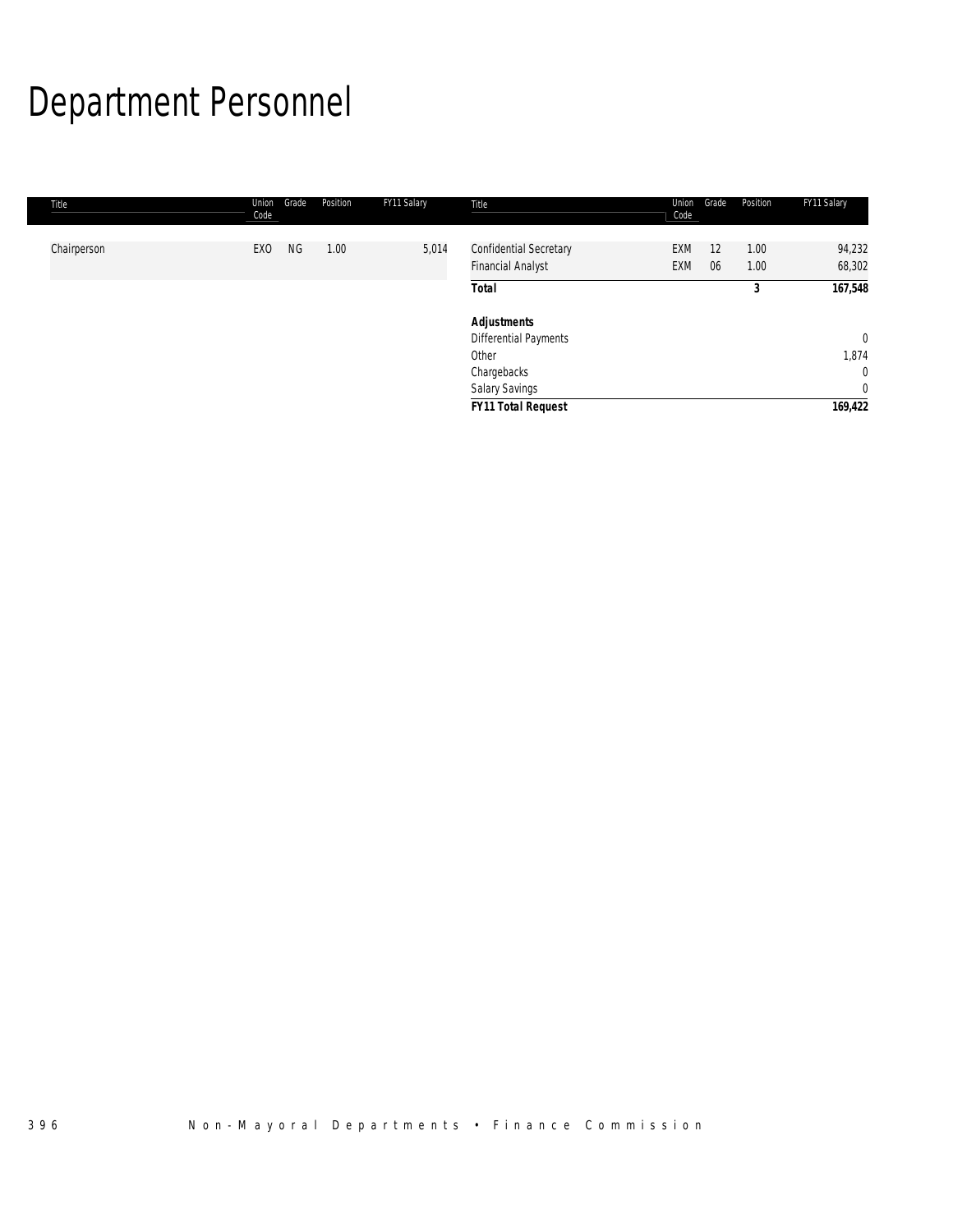# Department Personnel

| Title | Union Code | Grade | Position | FY11 Salary | Title | Union Code | Grade | Position | FY11 Salary |
|---|---|---|---|---|---|---|---|---|---|
| Chairperson | EXO | NG | 1.00 | 5,014 | Confidential Secretary | EXM | 12 | 1.00 | 94,232 |
| | | | | | Financial Analyst | EXM | 06 | 1.00 | 68,302 |
| | | | | | **Total** | | | **3** | **167,548** |
| | | | | | | | | | |
| | | | | | ***Adjustments*** | | | | |
| | | | | | Differential Payments | | | | 0 |
| | | | | | Other | | | | 1,874 |
| | | | | | Chargebacks | | | | 0 |
| | | | | | Salary Savings | | | | 0 |
| | | | | | ***FY11 Total Request*** | | | | ***169,422*** |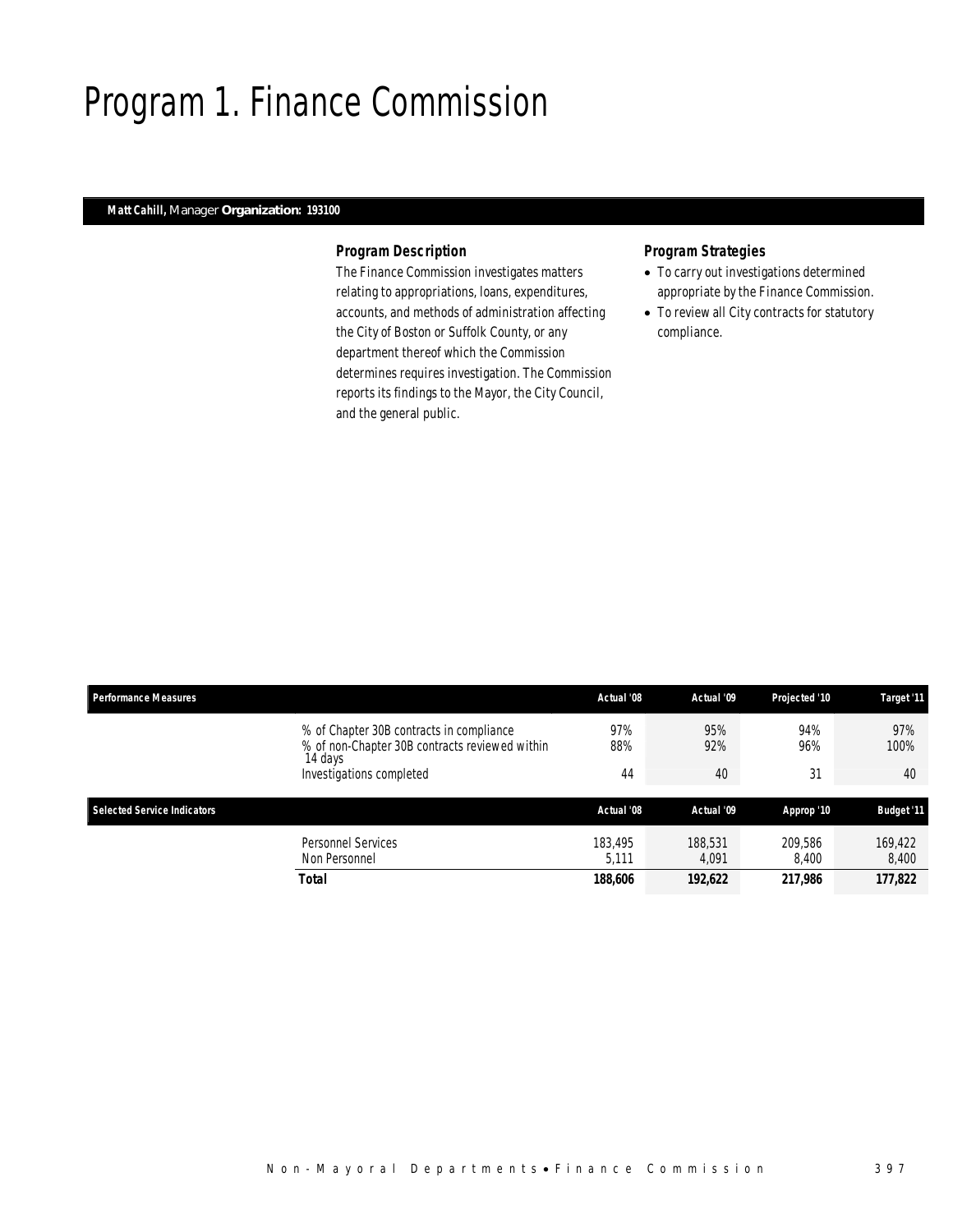# Program 1. Finance Commission

**Matt Cahill,** Manager **Organization: 193100**

### *Program Description*

The Finance Commission investigates matters relating to appropriations, loans, expenditures, accounts, and methods of administration affecting the City of Boston or Suffolk County, or any department thereof which the Commission determines requires investigation. The Commission reports its findings to the Mayor, the City Council, and the general public.

### *Program Strategies*

- To carry out investigations determined appropriate by the Finance Commission.
- To review all City contracts for statutory compliance.

| Performance Measures | | Actual '08 | Actual '09 | Projected '10 | Target '11 |
|---|---|---|---|---|---|
| | % of Chapter 30B contracts in compliance | 97% | 95% | 94% | 97% |
| | % of non-Chapter 30B contracts reviewed within 14 days | 88% | 92% | 96% | 100% |
| | Investigations completed | 44 | 40 | 31 | 40 |

| Selected Service Indicators | | Actual '08 | Actual '09 | Approp '10 | Budget '11 |
|---|---|---|---|---|---|
| | Personnel Services | 183,495 | 188,531 | 209,586 | 169,422 |
| | Non Personnel | 5,111 | 4,091 | 8,400 | 8,400 |
| | **Total** | **188,606** | **192,622** | **217,986** | **177,822** |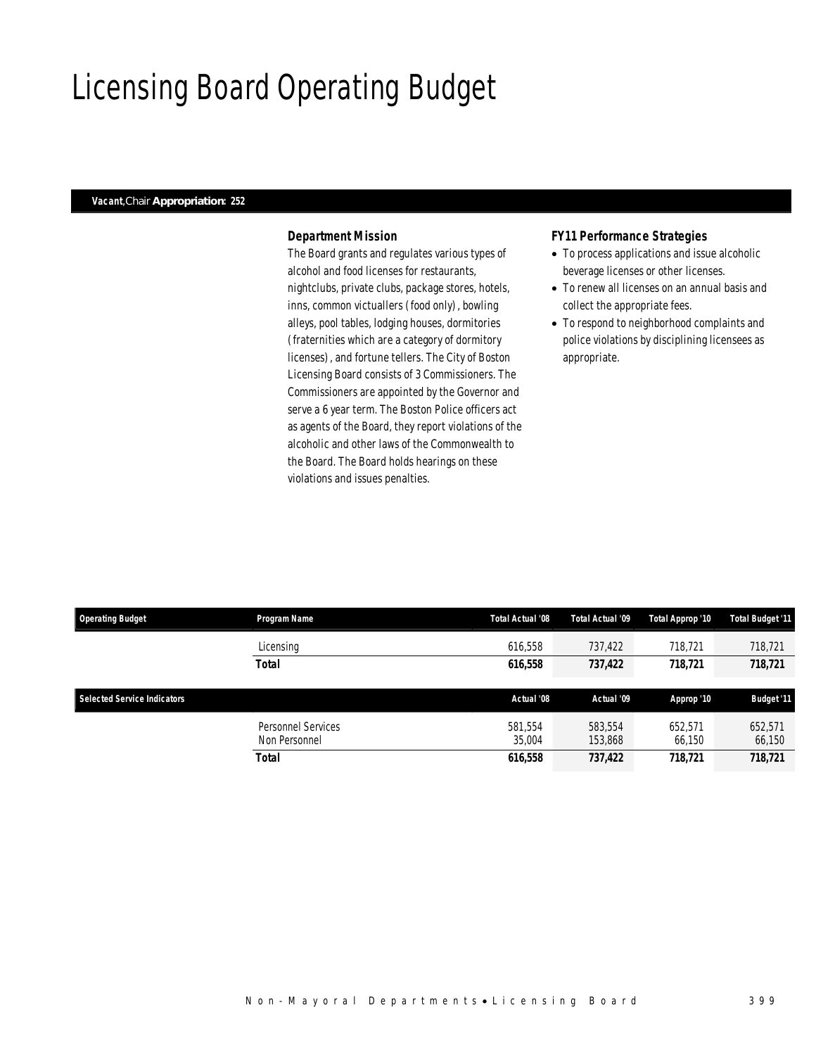# Licensing Board Operating Budget

***Vacant****, Chair* **Appropriation: 252**

### *Department Mission*

The Board grants and regulates various types of alcohol and food licenses for restaurants, nightclubs, private clubs, package stores, hotels, inns, common victuallers (food only), bowling alleys, pool tables, lodging houses, dormitories (fraternities which are a category of dormitory licenses), and fortune tellers. The City of Boston Licensing Board consists of 3 Commissioners. The Commissioners are appointed by the Governor and serve a 6 year term. The Boston Police officers act as agents of the Board, they report violations of the alcoholic and other laws of the Commonwealth to the Board. The Board holds hearings on these violations and issues penalties.

### *FY11 Performance Strategies*

- To process applications and issue alcoholic beverage licenses or other licenses.
- To renew all licenses on an annual basis and collect the appropriate fees.
- To respond to neighborhood complaints and police violations by disciplining licensees as appropriate.

| Operating Budget | Program Name | Total Actual '08 | Total Actual '09 | Total Approp '10 | Total Budget '11 |
|---|---|---|---|---|---|
| | Licensing | 616,558 | 737,422 | 718,721 | 718,721 |
| | **Total** | **616,558** | **737,422** | **718,721** | **718,721** |

| Selected Service Indicators | | Actual '08 | Actual '09 | Approp '10 | Budget '11 |
|---|---|---|---|---|---|
| | Personnel Services | 581,554 | 583,554 | 652,571 | 652,571 |
| | Non Personnel | 35,004 | 153,868 | 66,150 | 66,150 |
| | **Total** | **616,558** | **737,422** | **718,721** | **718,721** |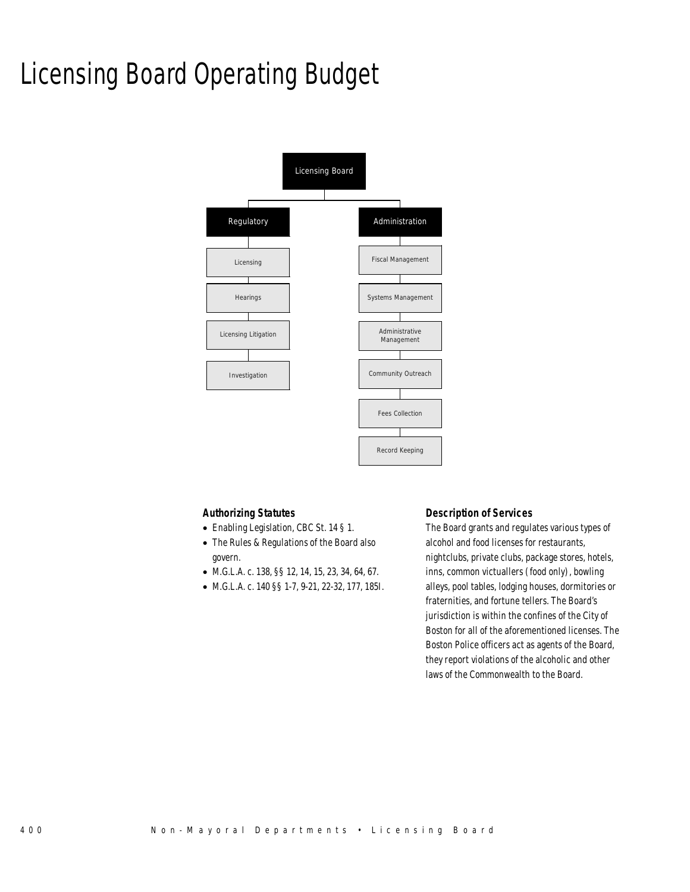# Licensing Board Operating Budget

- Licensing Board
  - Regulatory
    - Licensing
    - Hearings
    - Licensing Litigation
    - Investigation
  - Administration
    - Fiscal Management
    - Systems Management
    - Administrative Management
    - Community Outreach
    - Fees Collection
    - Record Keeping

### Authorizing Statutes

- Enabling Legislation, CBC St. 14 § 1.
- The Rules & Regulations of the Board also govern.
- M.G.L.A. c. 138, §§ 12, 14, 15, 23, 34, 64, 67.
- M.G.L.A. c. 140 §§ 1-7, 9-21, 22-32, 177, 185I.

### Description of Services

The Board grants and regulates various types of alcohol and food licenses for restaurants, nightclubs, private clubs, package stores, hotels, inns, common victuallers (food only), bowling alleys, pool tables, lodging houses, dormitories or fraternities, and fortune tellers. The Board's jurisdiction is within the confines of the City of Boston for all of the aforementioned licenses. The Boston Police officers act as agents of the Board, they report violations of the alcoholic and other laws of the Commonwealth to the Board.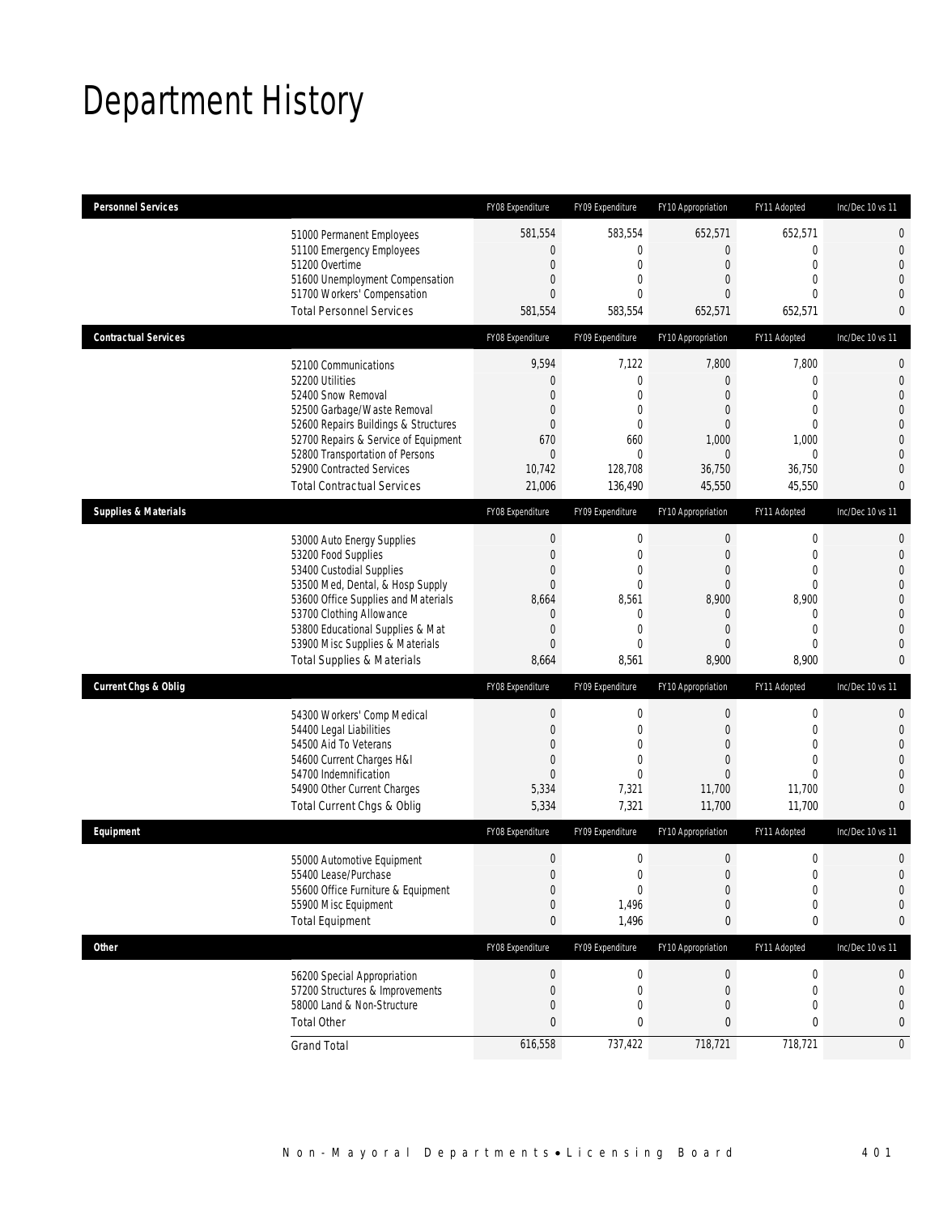# Department History

| Personnel Services | FY08 Expenditure | FY09 Expenditure | FY10 Appropriation | FY11 Adopted | Inc/Dec 10 vs 11 |
|---|---|---|---|---|---|
| 51000 Permanent Employees | 581,554 | 583,554 | 652,571 | 652,571 | 0 |
| 51100 Emergency Employees | 0 | 0 | 0 | 0 | 0 |
| 51200 Overtime | 0 | 0 | 0 | 0 | 0 |
| 51600 Unemployment Compensation | 0 | 0 | 0 | 0 | 0 |
| 51700 Workers' Compensation | 0 | 0 | 0 | 0 | 0 |
| Total Personnel Services | 581,554 | 583,554 | 652,571 | 652,571 | 0 |

| Contractual Services | FY08 Expenditure | FY09 Expenditure | FY10 Appropriation | FY11 Adopted | Inc/Dec 10 vs 11 |
|---|---|---|---|---|---|
| 52100 Communications | 9,594 | 7,122 | 7,800 | 7,800 | 0 |
| 52200 Utilities | 0 | 0 | 0 | 0 | 0 |
| 52400 Snow Removal | 0 | 0 | 0 | 0 | 0 |
| 52500 Garbage/Waste Removal | 0 | 0 | 0 | 0 | 0 |
| 52600 Repairs Buildings & Structures | 0 | 0 | 0 | 0 | 0 |
| 52700 Repairs & Service of Equipment | 670 | 660 | 1,000 | 1,000 | 0 |
| 52800 Transportation of Persons | 0 | 0 | 0 | 0 | 0 |
| 52900 Contracted Services | 10,742 | 128,708 | 36,750 | 36,750 | 0 |
| Total Contractual Services | 21,006 | 136,490 | 45,550 | 45,550 | 0 |

| Supplies & Materials | FY08 Expenditure | FY09 Expenditure | FY10 Appropriation | FY11 Adopted | Inc/Dec 10 vs 11 |
|---|---|---|---|---|---|
| 53000 Auto Energy Supplies | 0 | 0 | 0 | 0 | 0 |
| 53200 Food Supplies | 0 | 0 | 0 | 0 | 0 |
| 53400 Custodial Supplies | 0 | 0 | 0 | 0 | 0 |
| 53500 Med, Dental, & Hosp Supply | 0 | 0 | 0 | 0 | 0 |
| 53600 Office Supplies and Materials | 8,664 | 8,561 | 8,900 | 8,900 | 0 |
| 53700 Clothing Allowance | 0 | 0 | 0 | 0 | 0 |
| 53800 Educational Supplies & Mat | 0 | 0 | 0 | 0 | 0 |
| 53900 Misc Supplies & Materials | 0 | 0 | 0 | 0 | 0 |
| Total Supplies & Materials | 8,664 | 8,561 | 8,900 | 8,900 | 0 |

| Current Chgs & Oblig | FY08 Expenditure | FY09 Expenditure | FY10 Appropriation | FY11 Adopted | Inc/Dec 10 vs 11 |
|---|---|---|---|---|---|
| 54300 Workers' Comp Medical | 0 | 0 | 0 | 0 | 0 |
| 54400 Legal Liabilities | 0 | 0 | 0 | 0 | 0 |
| 54500 Aid To Veterans | 0 | 0 | 0 | 0 | 0 |
| 54600 Current Charges H&I | 0 | 0 | 0 | 0 | 0 |
| 54700 Indemnification | 0 | 0 | 0 | 0 | 0 |
| 54900 Other Current Charges | 5,334 | 7,321 | 11,700 | 11,700 | 0 |
| Total Current Chgs & Oblig | 5,334 | 7,321 | 11,700 | 11,700 | 0 |

| Equipment | FY08 Expenditure | FY09 Expenditure | FY10 Appropriation | FY11 Adopted | Inc/Dec 10 vs 11 |
|---|---|---|---|---|---|
| 55000 Automotive Equipment | 0 | 0 | 0 | 0 | 0 |
| 55400 Lease/Purchase | 0 | 0 | 0 | 0 | 0 |
| 55600 Office Furniture & Equipment | 0 | 0 | 0 | 0 | 0 |
| 55900 Misc Equipment | 0 | 1,496 | 0 | 0 | 0 |
| Total Equipment | 0 | 1,496 | 0 | 0 | 0 |

| Other | FY08 Expenditure | FY09 Expenditure | FY10 Appropriation | FY11 Adopted | Inc/Dec 10 vs 11 |
|---|---|---|---|---|---|
| 56200 Special Appropriation | 0 | 0 | 0 | 0 | 0 |
| 57200 Structures & Improvements | 0 | 0 | 0 | 0 | 0 |
| 58000 Land & Non-Structure | 0 | 0 | 0 | 0 | 0 |
| Total Other | 0 | 0 | 0 | 0 | 0 |
| Grand Total | 616,558 | 737,422 | 718,721 | 718,721 | 0 |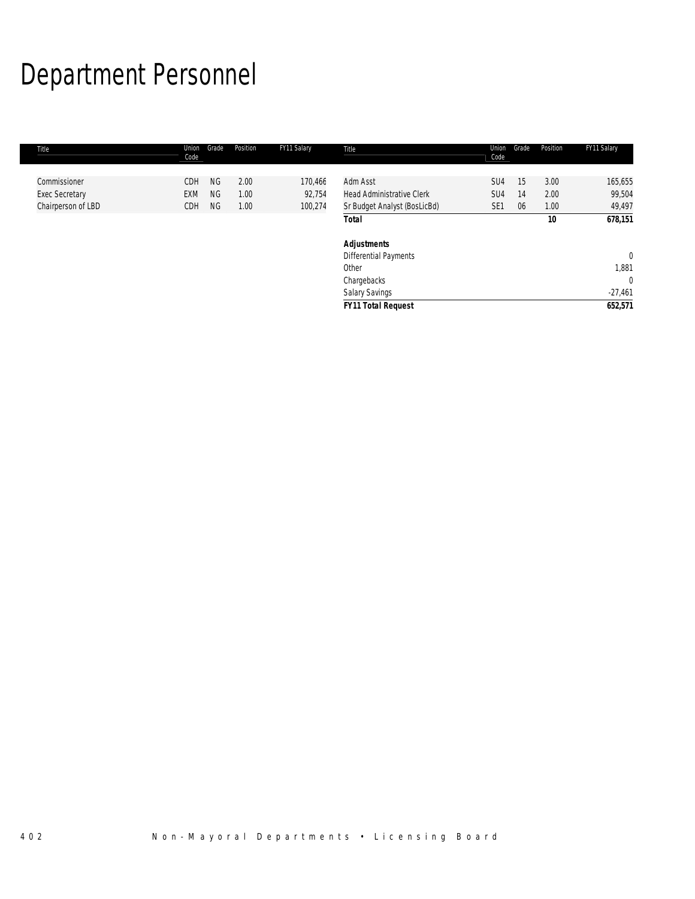# Department Personnel

| Title | Union Code | Grade | Position | FY11 Salary | Title | Union Code | Grade | Position | FY11 Salary |
|---|---|---|---|---|---|---|---|---|---|
| Commissioner | CDH | NG | 2.00 | 170,466 | Adm Asst | SU4 | 15 | 3.00 | 165,655 |
| Exec Secretary | EXM | NG | 1.00 | 92,754 | Head Administrative Clerk | SU4 | 14 | 2.00 | 99,504 |
| Chairperson of LBD | CDH | NG | 1.00 | 100,274 | Sr Budget Analyst (BosLicBd) | SE1 | 06 | 1.00 | 49,497 |
| | | | | | **Total** | | | **10** | **678,151** |
| | | | | | | | | | |
| | | | | | ***Adjustments*** | | | | |
| | | | | | Differential Payments | | | | 0 |
| | | | | | Other | | | | 1,881 |
| | | | | | Chargebacks | | | | 0 |
| | | | | | Salary Savings | | | | -27,461 |
| | | | | | ***FY11 Total Request*** | | | | **652,571** |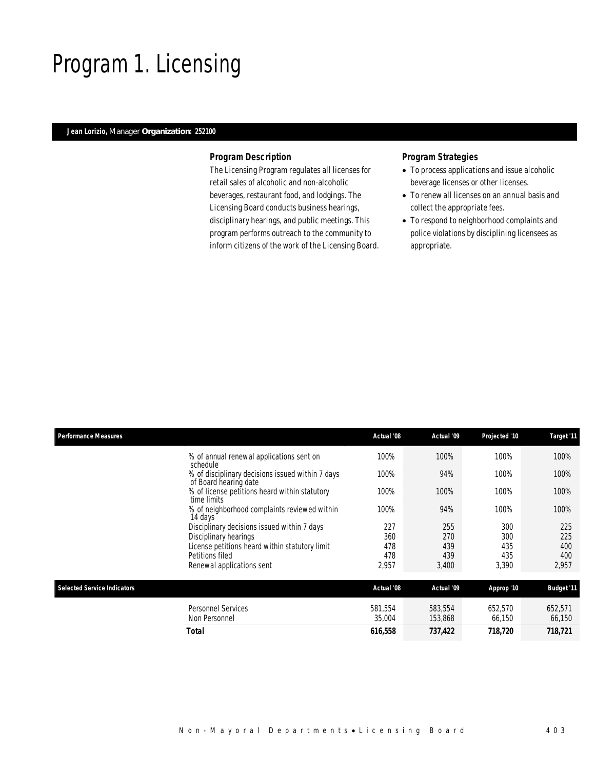# Program 1. Licensing

**Jean Lorizio,** Manager **Organization: 252100**

### Program Description

The Licensing Program regulates all licenses for retail sales of alcoholic and non-alcoholic beverages, restaurant food, and lodgings. The Licensing Board conducts business hearings, disciplinary hearings, and public meetings. This program performs outreach to the community to inform citizens of the work of the Licensing Board.

### Program Strategies

- To process applications and issue alcoholic beverage licenses or other licenses.
- To renew all licenses on an annual basis and collect the appropriate fees.
- To respond to neighborhood complaints and police violations by disciplining licensees as appropriate.

| Performance Measures | Actual '08 | Actual '09 | Projected '10 | Target '11 |
|---|---|---|---|---|
| % of annual renewal applications sent on schedule | 100% | 100% | 100% | 100% |
| % of disciplinary decisions issued within 7 days of Board hearing date | 100% | 94% | 100% | 100% |
| % of license petitions heard within statutory time limits | 100% | 100% | 100% | 100% |
| % of neighborhood complaints reviewed within 14 days | 100% | 94% | 100% | 100% |
| Disciplinary decisions issued within 7 days | 227 | 255 | 300 | 225 |
| Disciplinary hearings | 360 | 270 | 300 | 225 |
| License petitions heard within statutory limit | 478 | 439 | 435 | 400 |
| Petitions filed | 478 | 439 | 435 | 400 |
| Renewal applications sent | 2,957 | 3,400 | 3,390 | 2,957 |

| Selected Service Indicators | Actual '08 | Actual '09 | Approp '10 | Budget '11 |
|---|---|---|---|---|
| Personnel Services | 581,554 | 583,554 | 652,570 | 652,571 |
| Non Personnel | 35,004 | 153,868 | 66,150 | 66,150 |
| **Total** | **616,558** | **737,422** | **718,720** | **718,721** |